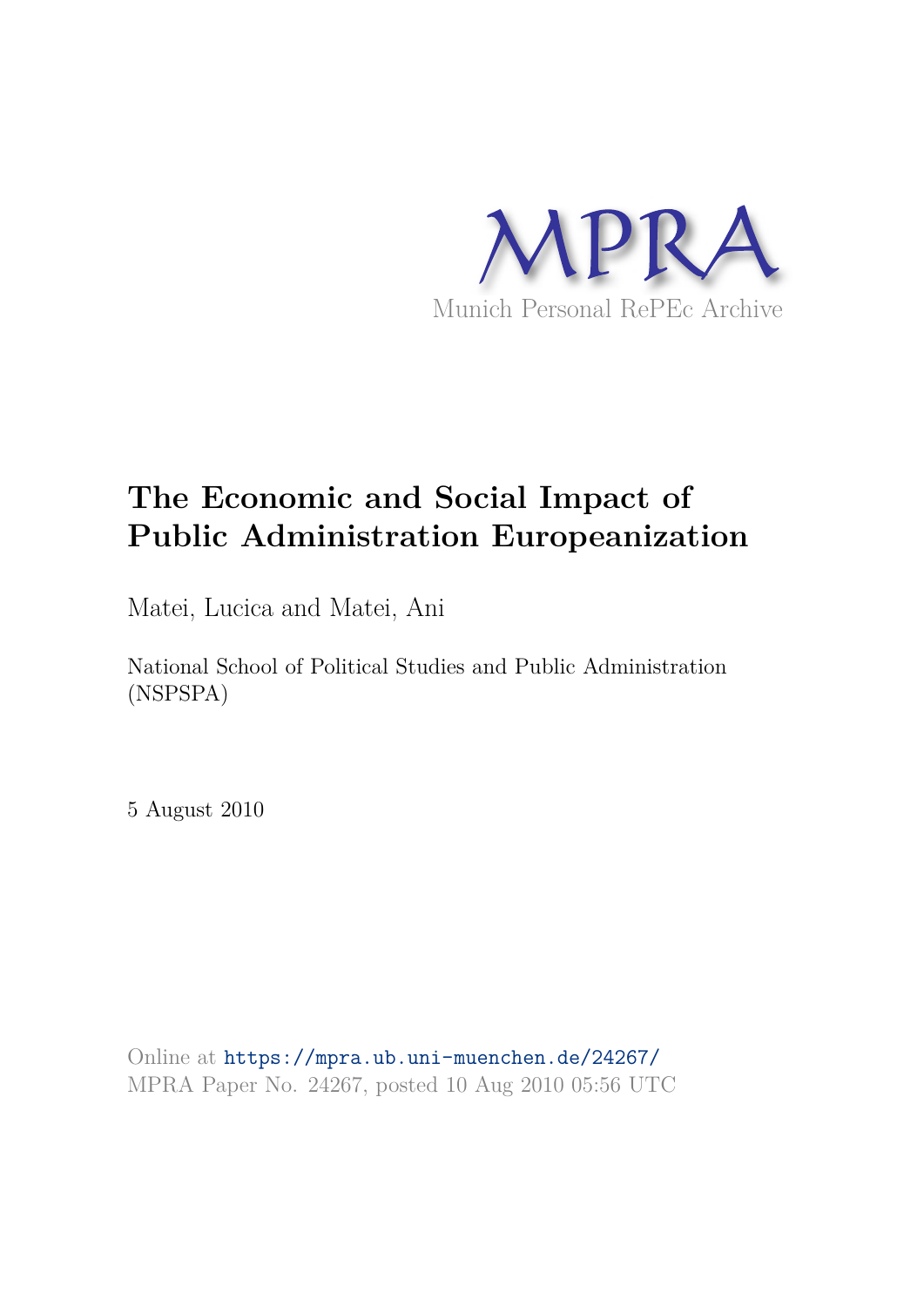MPRA

Munich Personal RePEc Archive

# The Economic and Social Impact of Public Administration Europeanization

Matei, Lucica and Matei, Ani

National School of Political Studies and Public Administration (NSPSPA)

5 August 2010

Online at https://mpra.ub.uni-muenchen.de/24267/
MPRA Paper No. 24267, posted 10 Aug 2010 05:56 UTC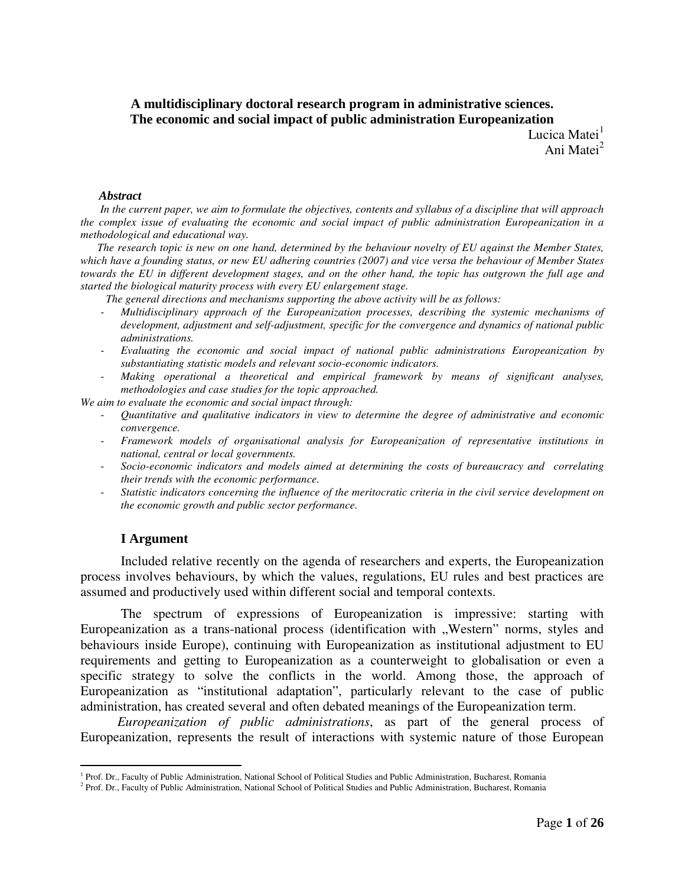# A multidisciplinary doctoral research program in administrative sciences. The economic and social impact of public administration Europeanization

Lucica Matei[1]
Ani Matei[2]

***Abstract***

*In the current paper, we aim to formulate the objectives, contents and syllabus of a discipline that will approach the complex issue of evaluating the economic and social impact of public administration Europeanization in a methodological and educational way.*

*The research topic is new on one hand, determined by the behaviour novelty of EU against the Member States, which have a founding status, or new EU adhering countries (2007) and vice versa the behaviour of Member States towards the EU in different development stages, and on the other hand, the topic has outgrown the full age and started the biological maturity process with every EU enlargement stage.*

*The general directions and mechanisms supporting the above activity will be as follows:*

- *Multidisciplinary approach of the Europeanization processes, describing the systemic mechanisms of development, adjustment and self-adjustment, specific for the convergence and dynamics of national public administrations.*
- *Evaluating the economic and social impact of national public administrations Europeanization by substantiating statistic models and relevant socio-economic indicators.*
- *Making operational a theoretical and empirical framework by means of significant analyses, methodologies and case studies for the topic approached.*

*We aim to evaluate the economic and social impact through:*

- *Quantitative and qualitative indicators in view to determine the degree of administrative and economic convergence.*
- *Framework models of organisational analysis for Europeanization of representative institutions in national, central or local governments.*
- *Socio-economic indicators and models aimed at determining the costs of bureaucracy and correlating their trends with the economic performance.*
- *Statistic indicators concerning the influence of the meritocratic criteria in the civil service development on the economic growth and public sector performance.*

## I Argument

Included relative recently on the agenda of researchers and experts, the Europeanization process involves behaviours, by which the values, regulations, EU rules and best practices are assumed and productively used within different social and temporal contexts.

The spectrum of expressions of Europeanization is impressive: starting with Europeanization as a trans-national process (identification with „Western" norms, styles and behaviours inside Europe), continuing with Europeanization as institutional adjustment to EU requirements and getting to Europeanization as a counterweight to globalisation or even a specific strategy to solve the conflicts in the world. Among those, the approach of Europeanization as "institutional adaptation", particularly relevant to the case of public administration, has created several and often debated meanings of the Europeanization term.

*Europeanization of public administrations*, as part of the general process of Europeanization, represents the result of interactions with systemic nature of those European

[1] Prof. Dr., Faculty of Public Administration, National School of Political Studies and Public Administration, Bucharest, Romania

[2] Prof. Dr., Faculty of Public Administration, National School of Political Studies and Public Administration, Bucharest, Romania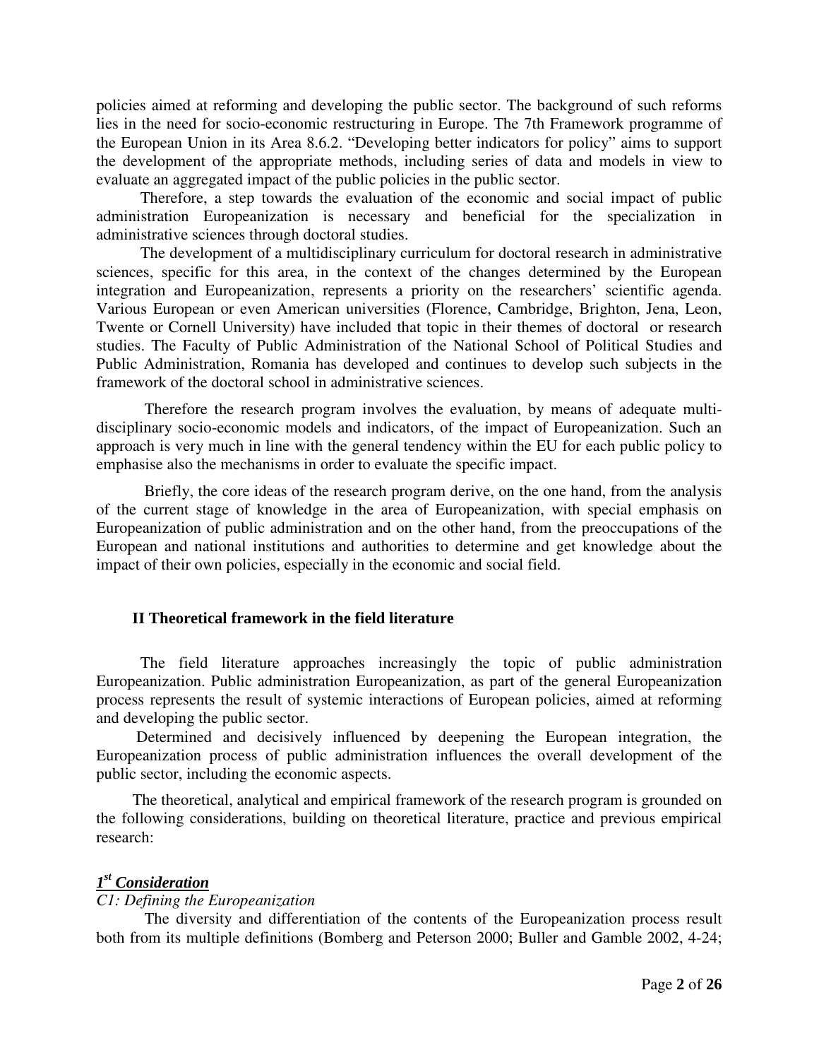policies aimed at reforming and developing the public sector. The background of such reforms lies in the need for socio-economic restructuring in Europe. The 7th Framework programme of the European Union in its Area 8.6.2. "Developing better indicators for policy" aims to support the development of the appropriate methods, including series of data and models in view to evaluate an aggregated impact of the public policies in the public sector.

Therefore, a step towards the evaluation of the economic and social impact of public administration Europeanization is necessary and beneficial for the specialization in administrative sciences through doctoral studies.

The development of a multidisciplinary curriculum for doctoral research in administrative sciences, specific for this area, in the context of the changes determined by the European integration and Europeanization, represents a priority on the researchers' scientific agenda. Various European or even American universities (Florence, Cambridge, Brighton, Jena, Leon, Twente or Cornell University) have included that topic in their themes of doctoral or research studies. The Faculty of Public Administration of the National School of Political Studies and Public Administration, Romania has developed and continues to develop such subjects in the framework of the doctoral school in administrative sciences.

Therefore the research program involves the evaluation, by means of adequate multi-disciplinary socio-economic models and indicators, of the impact of Europeanization. Such an approach is very much in line with the general tendency within the EU for each public policy to emphasise also the mechanisms in order to evaluate the specific impact.

Briefly, the core ideas of the research program derive, on the one hand, from the analysis of the current stage of knowledge in the area of Europeanization, with special emphasis on Europeanization of public administration and on the other hand, from the preoccupations of the European and national institutions and authorities to determine and get knowledge about the impact of their own policies, especially in the economic and social field.

## II Theoretical framework in the field literature

The field literature approaches increasingly the topic of public administration Europeanization. Public administration Europeanization, as part of the general Europeanization process represents the result of systemic interactions of European policies, aimed at reforming and developing the public sector.

Determined and decisively influenced by deepening the European integration, the Europeanization process of public administration influences the overall development of the public sector, including the economic aspects.

The theoretical, analytical and empirical framework of the research program is grounded on the following considerations, building on theoretical literature, practice and previous empirical research:

***1st Consideration***

*C1: Defining the Europeanization*

The diversity and differentiation of the contents of the Europeanization process result both from its multiple definitions (Bomberg and Peterson 2000; Buller and Gamble 2002, 4-24;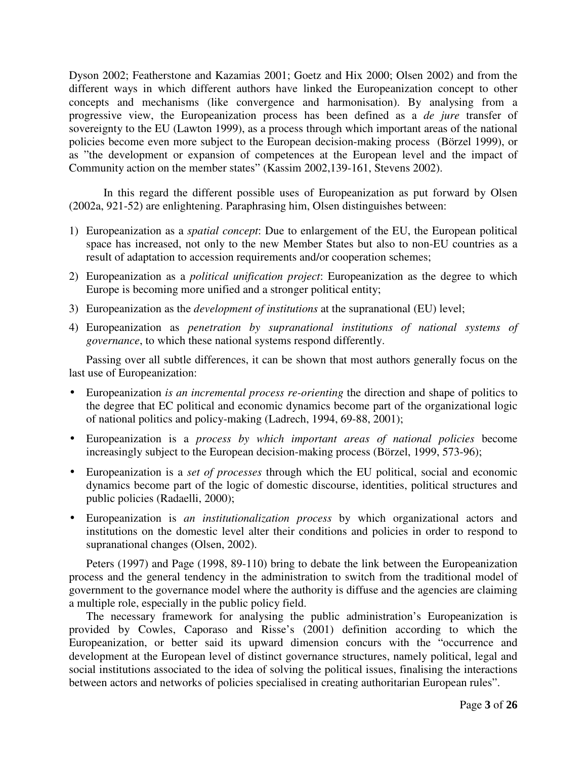Dyson 2002; Featherstone and Kazamias 2001; Goetz and Hix 2000; Olsen 2002) and from the different ways in which different authors have linked the Europeanization concept to other concepts and mechanisms (like convergence and harmonisation). By analysing from a progressive view, the Europeanization process has been defined as a *de jure* transfer of sovereignty to the EU (Lawton 1999), as a process through which important areas of the national policies become even more subject to the European decision-making process (Börzel 1999), or as "the development or expansion of competences at the European level and the impact of Community action on the member states" (Kassim 2002,139-161, Stevens 2002).

In this regard the different possible uses of Europeanization as put forward by Olsen (2002a, 921-52) are enlightening. Paraphrasing him, Olsen distinguishes between:

1) Europeanization as a *spatial concept*: Due to enlargement of the EU, the European political space has increased, not only to the new Member States but also to non-EU countries as a result of adaptation to accession requirements and/or cooperation schemes;
2) Europeanization as a *political unification project*: Europeanization as the degree to which Europe is becoming more unified and a stronger political entity;
3) Europeanization as the *development of institutions* at the supranational (EU) level;
4) Europeanization as *penetration by supranational institutions of national systems of governance*, to which these national systems respond differently.

Passing over all subtle differences, it can be shown that most authors generally focus on the last use of Europeanization:

- Europeanization *is an incremental process re-orienting* the direction and shape of politics to the degree that EC political and economic dynamics become part of the organizational logic of national politics and policy-making (Ladrech, 1994, 69-88, 2001);
- Europeanization is a *process by which important areas of national policies* become increasingly subject to the European decision-making process (Börzel, 1999, 573-96);
- Europeanization is a *set of processes* through which the EU political, social and economic dynamics become part of the logic of domestic discourse, identities, political structures and public policies (Radaelli, 2000);
- Europeanization is *an institutionalization process* by which organizational actors and institutions on the domestic level alter their conditions and policies in order to respond to supranational changes (Olsen, 2002).

Peters (1997) and Page (1998, 89-110) bring to debate the link between the Europeanization process and the general tendency in the administration to switch from the traditional model of government to the governance model where the authority is diffuse and the agencies are claiming a multiple role, especially in the public policy field.

The necessary framework for analysing the public administration's Europeanization is provided by Cowles, Caporaso and Risse's (2001) definition according to which the Europeanization, or better said its upward dimension concurs with the "occurrence and development at the European level of distinct governance structures, namely political, legal and social institutions associated to the idea of solving the political issues, finalising the interactions between actors and networks of policies specialised in creating authoritarian European rules".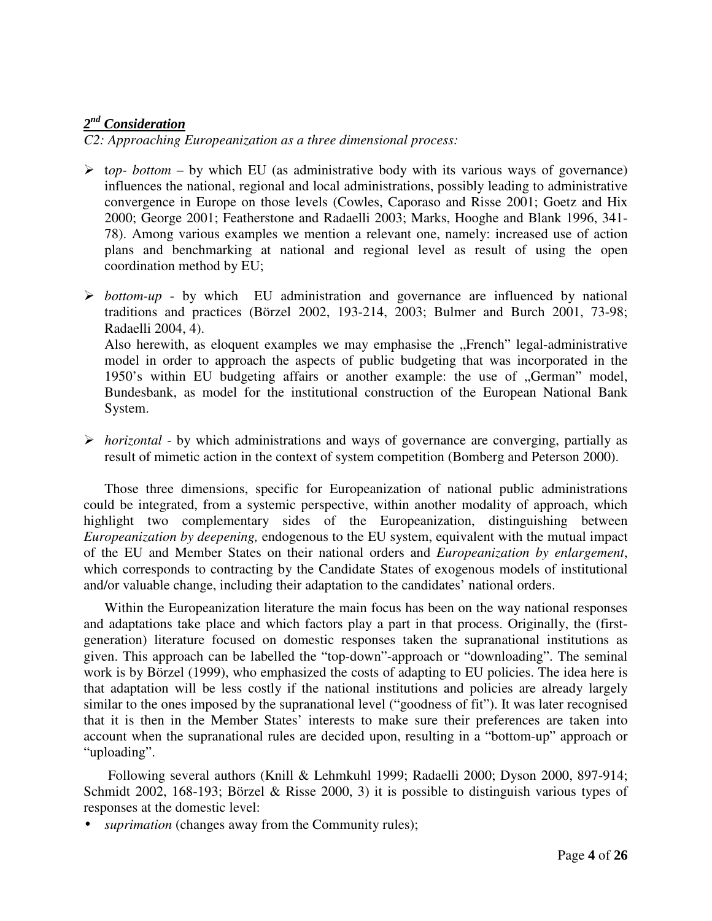## *2[nd] Consideration*

*C2: Approaching Europeanization as a three dimensional process:*

- t*op- bottom* – by which EU (as administrative body with its various ways of governance) influences the national, regional and local administrations, possibly leading to administrative convergence in Europe on those levels (Cowles, Caporaso and Risse 2001; Goetz and Hix 2000; George 2001; Featherstone and Radaelli 2003; Marks, Hooghe and Blank 1996, 341-78). Among various examples we mention a relevant one, namely: increased use of action plans and benchmarking at national and regional level as result of using the open coordination method by EU;

- *bottom-up* - by which EU administration and governance are influenced by national traditions and practices (Börzel 2002, 193-214, 2003; Bulmer and Burch 2001, 73-98; Radaelli 2004, 4).

  Also herewith, as eloquent examples we may emphasise the „French" legal-administrative model in order to approach the aspects of public budgeting that was incorporated in the 1950's within EU budgeting affairs or another example: the use of „German" model, Bundesbank, as model for the institutional construction of the European National Bank System.

- *horizontal* - by which administrations and ways of governance are converging, partially as result of mimetic action in the context of system competition (Bomberg and Peterson 2000).

Those three dimensions, specific for Europeanization of national public administrations could be integrated, from a systemic perspective, within another modality of approach, which highlight two complementary sides of the Europeanization, distinguishing between *Europeanization by deepening,* endogenous to the EU system, equivalent with the mutual impact of the EU and Member States on their national orders and *Europeanization by enlargement*, which corresponds to contracting by the Candidate States of exogenous models of institutional and/or valuable change, including their adaptation to the candidates' national orders.

Within the Europeanization literature the main focus has been on the way national responses and adaptations take place and which factors play a part in that process. Originally, the (first-generation) literature focused on domestic responses taken the supranational institutions as given. This approach can be labelled the "top-down"-approach or "downloading". The seminal work is by Börzel (1999), who emphasized the costs of adapting to EU policies. The idea here is that adaptation will be less costly if the national institutions and policies are already largely similar to the ones imposed by the supranational level ("goodness of fit"). It was later recognised that it is then in the Member States' interests to make sure their preferences are taken into account when the supranational rules are decided upon, resulting in a "bottom-up" approach or "uploading".

Following several authors (Knill & Lehmkuhl 1999; Radaelli 2000; Dyson 2000, 897-914; Schmidt 2002, 168-193; Börzel & Risse 2000, 3) it is possible to distinguish various types of responses at the domestic level:

- *suprimation* (changes away from the Community rules);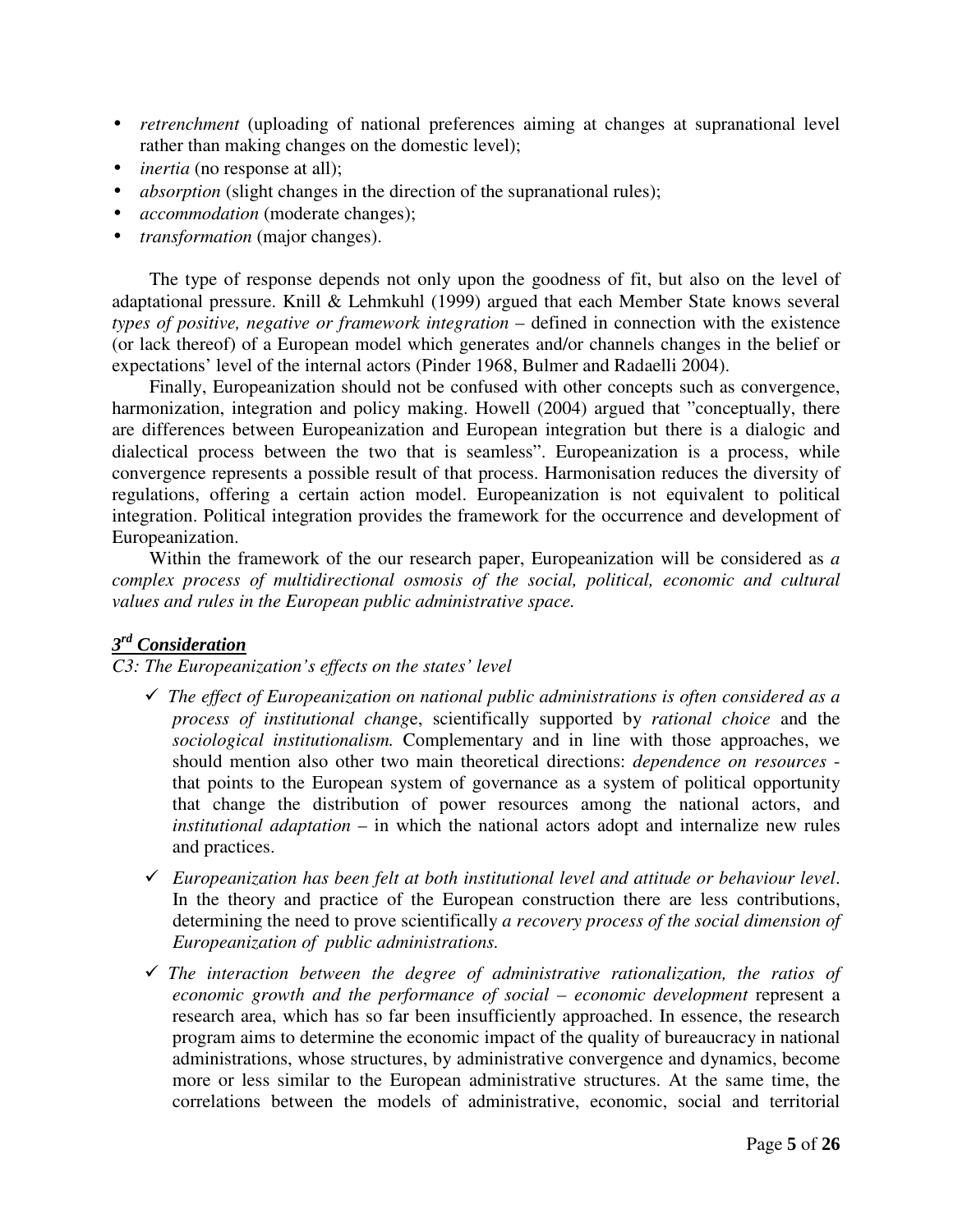- *retrenchment* (uploading of national preferences aiming at changes at supranational level rather than making changes on the domestic level);
- *inertia* (no response at all);
- *absorption* (slight changes in the direction of the supranational rules);
- *accommodation* (moderate changes);
- *transformation* (major changes).

The type of response depends not only upon the goodness of fit, but also on the level of adaptational pressure. Knill & Lehmkuhl (1999) argued that each Member State knows several *types of positive, negative or framework integration* – defined in connection with the existence (or lack thereof) of a European model which generates and/or channels changes in the belief or expectations' level of the internal actors (Pinder 1968, Bulmer and Radaelli 2004).

Finally, Europeanization should not be confused with other concepts such as convergence, harmonization, integration and policy making. Howell (2004) argued that "conceptually, there are differences between Europeanization and European integration but there is a dialogic and dialectical process between the two that is seamless". Europeanization is a process, while convergence represents a possible result of that process. Harmonisation reduces the diversity of regulations, offering a certain action model. Europeanization is not equivalent to political integration. Political integration provides the framework for the occurrence and development of Europeanization.

Within the framework of the our research paper, Europeanization will be considered as *a complex process of multidirectional osmosis of the social, political, economic and cultural values and rules in the European public administrative space.*

### ***3rd Consideration***

*C3: The Europeanization's effects on the states' level*

- ✓ *The effect of Europeanization on national public administrations is often considered as a process of institutional chang*e, scientifically supported by *rational choice* and the *sociological institutionalism.* Complementary and in line with those approaches, we should mention also other two main theoretical directions: *dependence on resources* - that points to the European system of governance as a system of political opportunity that change the distribution of power resources among the national actors, and *institutional adaptation* – in which the national actors adopt and internalize new rules and practices.
- ✓ *Europeanization has been felt at both institutional level and attitude or behaviour level*. In the theory and practice of the European construction there are less contributions, determining the need to prove scientifically *a recovery process of the social dimension of Europeanization of public administrations.*
- ✓ *The interaction between the degree of administrative rationalization, the ratios of economic growth and the performance of social – economic development* represent a research area, which has so far been insufficiently approached. In essence, the research program aims to determine the economic impact of the quality of bureaucracy in national administrations, whose structures, by administrative convergence and dynamics, become more or less similar to the European administrative structures. At the same time, the correlations between the models of administrative, economic, social and territorial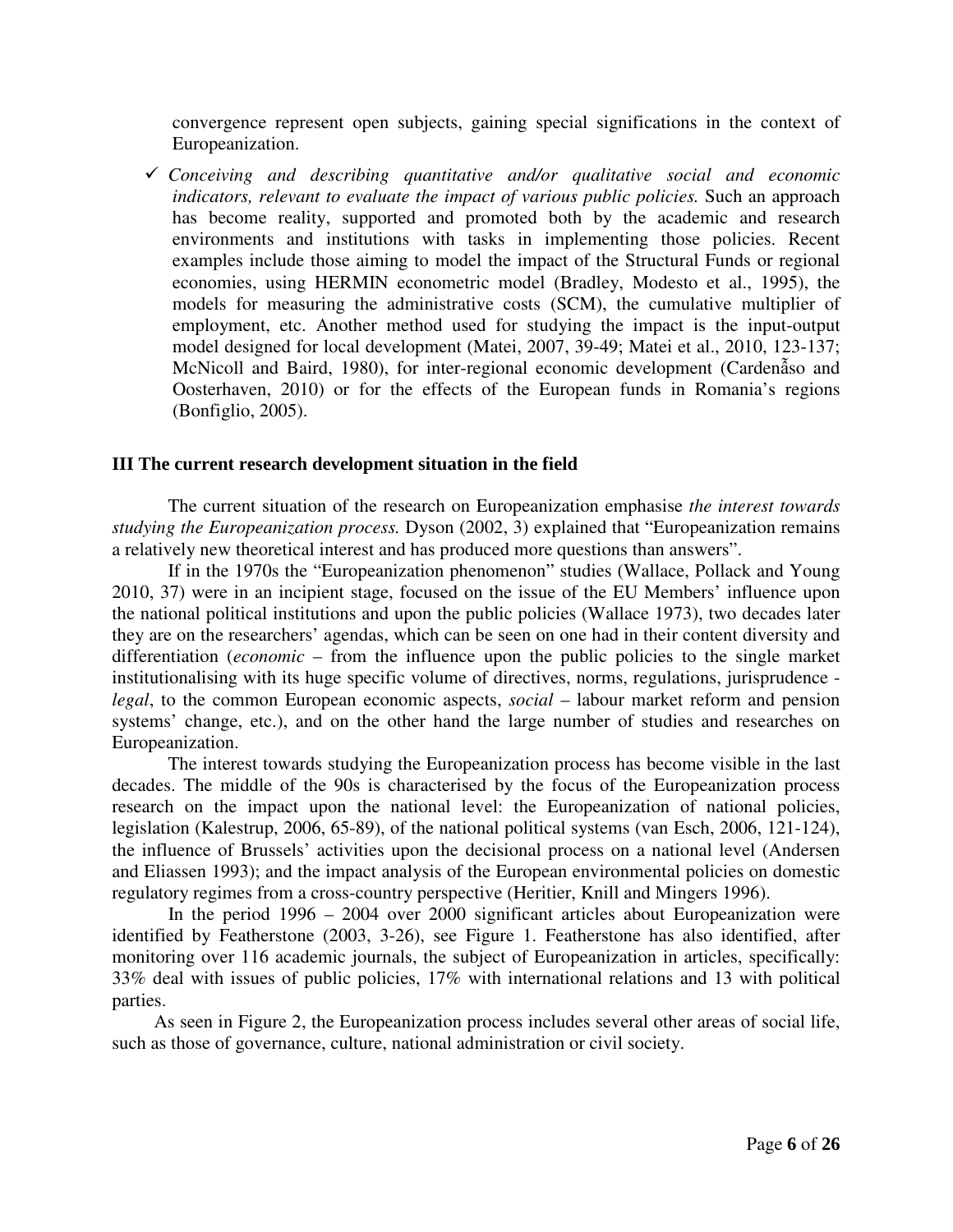convergence represent open subjects, gaining special significations in the context of Europeanization.

- ✓ *Conceiving and describing quantitative and/or qualitative social and economic indicators, relevant to evaluate the impact of various public policies.* Such an approach has become reality, supported and promoted both by the academic and research environments and institutions with tasks in implementing those policies. Recent examples include those aiming to model the impact of the Structural Funds or regional economies, using HERMIN econometric model (Bradley, Modesto et al., 1995), the models for measuring the administrative costs (SCM), the cumulative multiplier of employment, etc. Another method used for studying the impact is the input-output model designed for local development (Matei, 2007, 39-49; Matei et al., 2010, 123-137; McNicoll and Baird, 1980), for inter-regional economic development (Cardenãso and Oosterhaven, 2010) or for the effects of the European funds in Romania's regions (Bonfiglio, 2005).

## III The current research development situation in the field

The current situation of the research on Europeanization emphasise *the interest towards studying the Europeanization process.* Dyson (2002, 3) explained that "Europeanization remains a relatively new theoretical interest and has produced more questions than answers".

If in the 1970s the "Europeanization phenomenon" studies (Wallace, Pollack and Young 2010, 37) were in an incipient stage, focused on the issue of the EU Members' influence upon the national political institutions and upon the public policies (Wallace 1973), two decades later they are on the researchers' agendas, which can be seen on one had in their content diversity and differentiation (*economic* – from the influence upon the public policies to the single market institutionalising with its huge specific volume of directives, norms, regulations, jurisprudence - *legal*, to the common European economic aspects, *social* – labour market reform and pension systems' change, etc.), and on the other hand the large number of studies and researches on Europeanization.

The interest towards studying the Europeanization process has become visible in the last decades. The middle of the 90s is characterised by the focus of the Europeanization process research on the impact upon the national level: the Europeanization of national policies, legislation (Kalestrup, 2006, 65-89), of the national political systems (van Esch, 2006, 121-124), the influence of Brussels' activities upon the decisional process on a national level (Andersen and Eliassen 1993); and the impact analysis of the European environmental policies on domestic regulatory regimes from a cross-country perspective (Heritier, Knill and Mingers 1996).

In the period 1996 – 2004 over 2000 significant articles about Europeanization were identified by Featherstone (2003, 3-26), see Figure 1. Featherstone has also identified, after monitoring over 116 academic journals, the subject of Europeanization in articles, specifically: 33% deal with issues of public policies, 17% with international relations and 13 with political parties.

As seen in Figure 2, the Europeanization process includes several other areas of social life, such as those of governance, culture, national administration or civil society.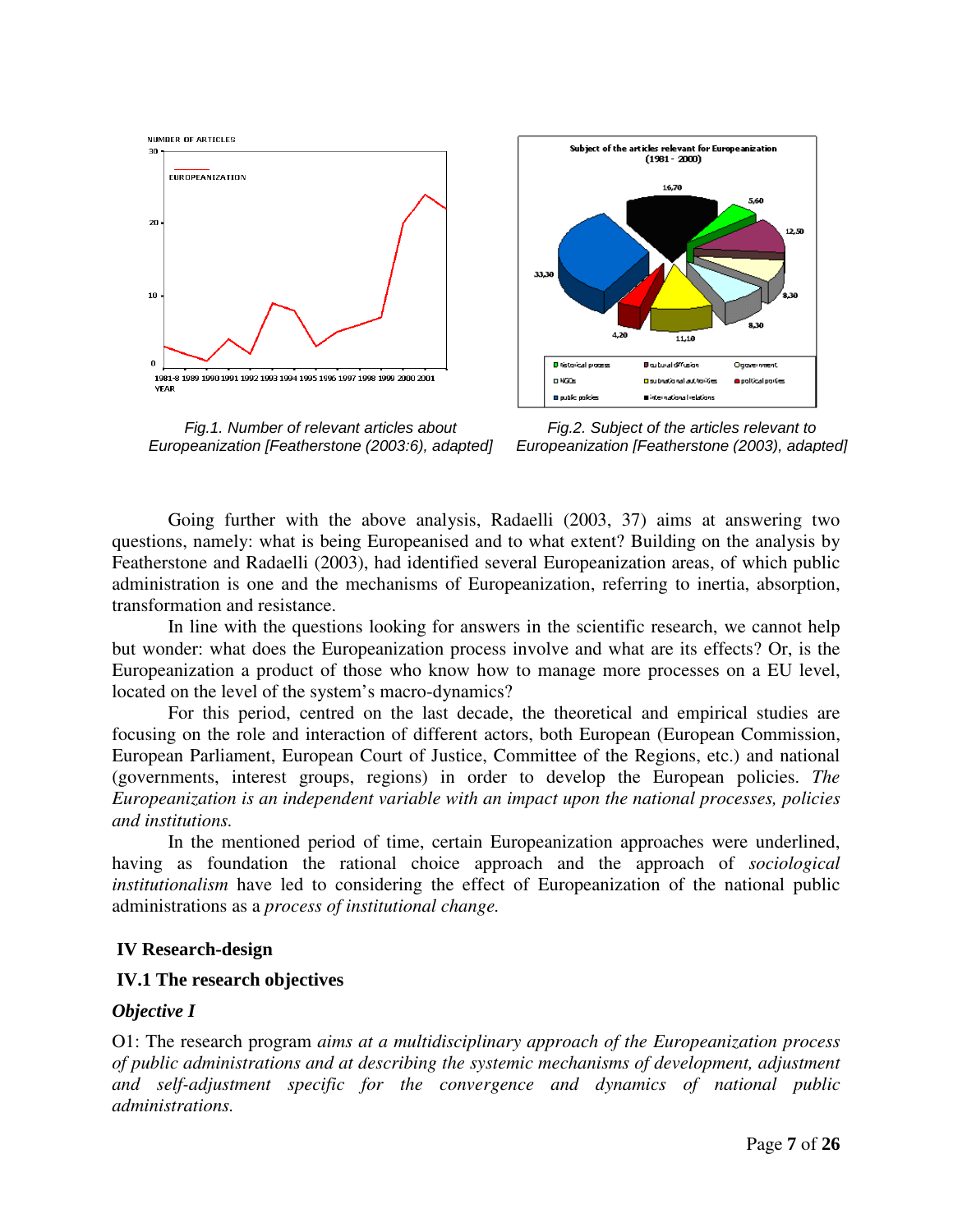Fig.1. Number of relevant articles about Europeanization [Featherstone (2003:6), adapted]

Fig.2. Subject of the articles relevant to Europeanization [Featherstone (2003), adapted]

Going further with the above analysis, Radaelli (2003, 37) aims at answering two questions, namely: what is being Europeanised and to what extent? Building on the analysis by Featherstone and Radaelli (2003), had identified several Europeanization areas, of which public administration is one and the mechanisms of Europeanization, referring to inertia, absorption, transformation and resistance.

In line with the questions looking for answers in the scientific research, we cannot help but wonder: what does the Europeanization process involve and what are its effects? Or, is the Europeanization a product of those who know how to manage more processes on a EU level, located on the level of the system's macro-dynamics?

For this period, centred on the last decade, the theoretical and empirical studies are focusing on the role and interaction of different actors, both European (European Commission, European Parliament, European Court of Justice, Committee of the Regions, etc.) and national (governments, interest groups, regions) in order to develop the European policies. *The Europeanization is an independent variable with an impact upon the national processes, policies and institutions.*

In the mentioned period of time, certain Europeanization approaches were underlined, having as foundation the rational choice approach and the approach of *sociological institutionalism* have led to considering the effect of Europeanization of the national public administrations as a *process of institutional change.*

## IV Research-design

### IV.1 The research objectives

#### *Objective I*

O1: The research program *aims at a multidisciplinary approach of the Europeanization process of public administrations and at describing the systemic mechanisms of development, adjustment and self-adjustment specific for the convergence and dynamics of national public administrations.*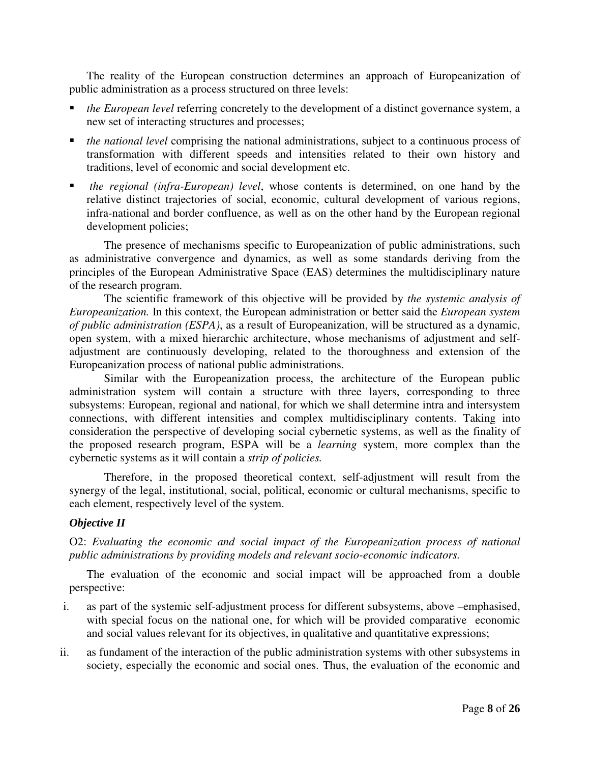The reality of the European construction determines an approach of Europeanization of public administration as a process structured on three levels:

- *the European level* referring concretely to the development of a distinct governance system, a new set of interacting structures and processes;
- *the national level* comprising the national administrations, subject to a continuous process of transformation with different speeds and intensities related to their own history and traditions, level of economic and social development etc.
- *the regional (infra-European) level*, whose contents is determined, on one hand by the relative distinct trajectories of social, economic, cultural development of various regions, infra-national and border confluence, as well as on the other hand by the European regional development policies;

The presence of mechanisms specific to Europeanization of public administrations, such as administrative convergence and dynamics, as well as some standards deriving from the principles of the European Administrative Space (EAS) determines the multidisciplinary nature of the research program.

The scientific framework of this objective will be provided by *the systemic analysis of Europeanization.* In this context, the European administration or better said the *European system of public administration (ESPA)*, as a result of Europeanization, will be structured as a dynamic, open system, with a mixed hierarchic architecture, whose mechanisms of adjustment and self-adjustment are continuously developing, related to the thoroughness and extension of the Europeanization process of national public administrations.

Similar with the Europeanization process, the architecture of the European public administration system will contain a structure with three layers, corresponding to three subsystems: European, regional and national, for which we shall determine intra and intersystem connections, with different intensities and complex multidisciplinary contents. Taking into consideration the perspective of developing social cybernetic systems, as well as the finality of the proposed research program, ESPA will be a *learning* system, more complex than the cybernetic systems as it will contain a *strip of policies.*

Therefore, in the proposed theoretical context, self-adjustment will result from the synergy of the legal, institutional, social, political, economic or cultural mechanisms, specific to each element, respectively level of the system.

***Objective II***

O2: *Evaluating the economic and social impact of the Europeanization process of national public administrations by providing models and relevant socio-economic indicators.*

The evaluation of the economic and social impact will be approached from a double perspective:

i. as part of the systemic self-adjustment process for different subsystems, above –emphasised, with special focus on the national one, for which will be provided comparative economic and social values relevant for its objectives, in qualitative and quantitative expressions;
ii. as fundament of the interaction of the public administration systems with other subsystems in society, especially the economic and social ones. Thus, the evaluation of the economic and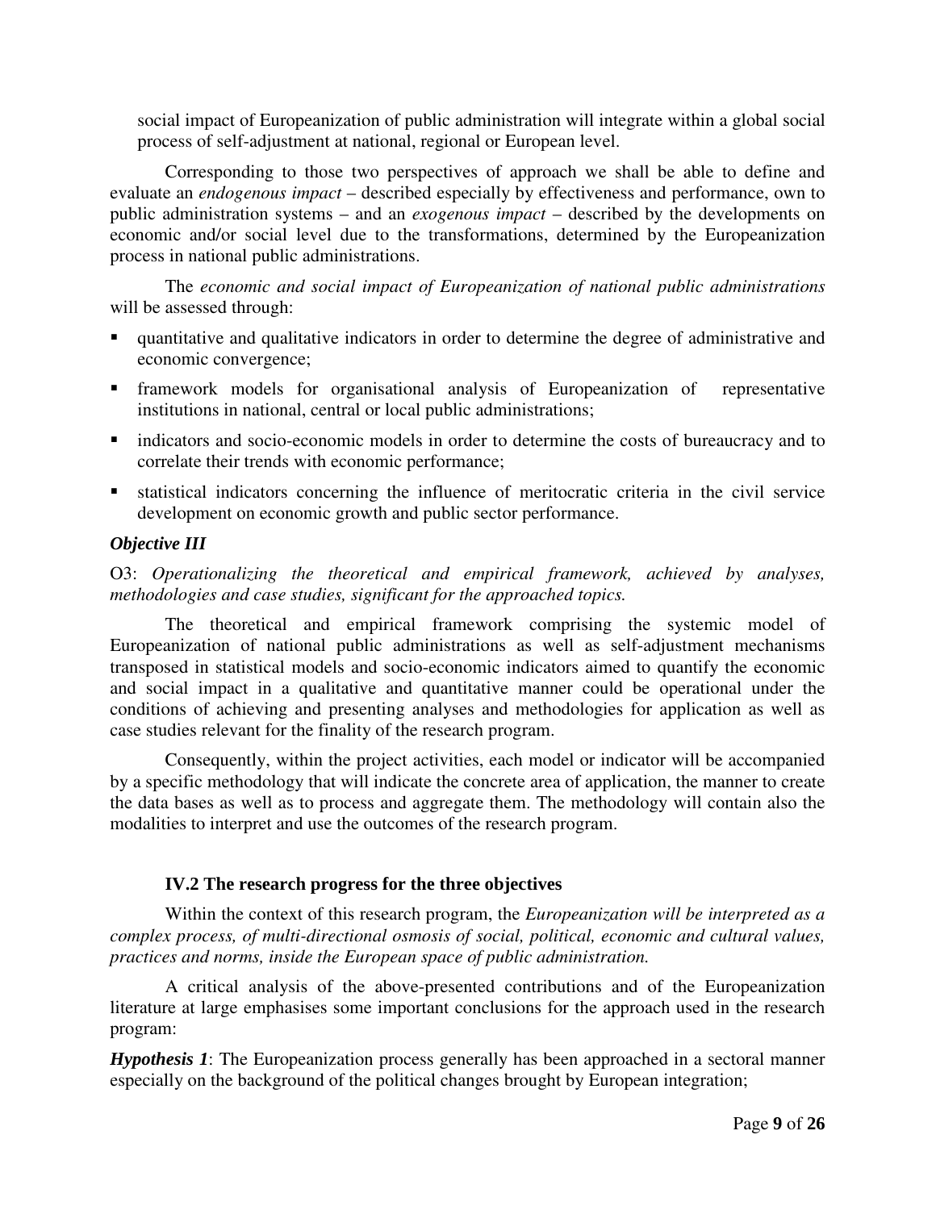social impact of Europeanization of public administration will integrate within a global social process of self-adjustment at national, regional or European level.

Corresponding to those two perspectives of approach we shall be able to define and evaluate an *endogenous impact* – described especially by effectiveness and performance, own to public administration systems – and an *exogenous impact* – described by the developments on economic and/or social level due to the transformations, determined by the Europeanization process in national public administrations.

The *economic and social impact of Europeanization of national public administrations* will be assessed through:

- quantitative and qualitative indicators in order to determine the degree of administrative and economic convergence;
- framework models for organisational analysis of Europeanization of representative institutions in national, central or local public administrations;
- indicators and socio-economic models in order to determine the costs of bureaucracy and to correlate their trends with economic performance;
- statistical indicators concerning the influence of meritocratic criteria in the civil service development on economic growth and public sector performance.

***Objective III***

O3: *Operationalizing the theoretical and empirical framework, achieved by analyses, methodologies and case studies, significant for the approached topics.*

The theoretical and empirical framework comprising the systemic model of Europeanization of national public administrations as well as self-adjustment mechanisms transposed in statistical models and socio-economic indicators aimed to quantify the economic and social impact in a qualitative and quantitative manner could be operational under the conditions of achieving and presenting analyses and methodologies for application as well as case studies relevant for the finality of the research program.

Consequently, within the project activities, each model or indicator will be accompanied by a specific methodology that will indicate the concrete area of application, the manner to create the data bases as well as to process and aggregate them. The methodology will contain also the modalities to interpret and use the outcomes of the research program.

### IV.2 The research progress for the three objectives

Within the context of this research program, the *Europeanization will be interpreted as a complex process, of multi-directional osmosis of social, political, economic and cultural values, practices and norms, inside the European space of public administration.*

A critical analysis of the above-presented contributions and of the Europeanization literature at large emphasises some important conclusions for the approach used in the research program:

***Hypothesis 1***: The Europeanization process generally has been approached in a sectoral manner especially on the background of the political changes brought by European integration;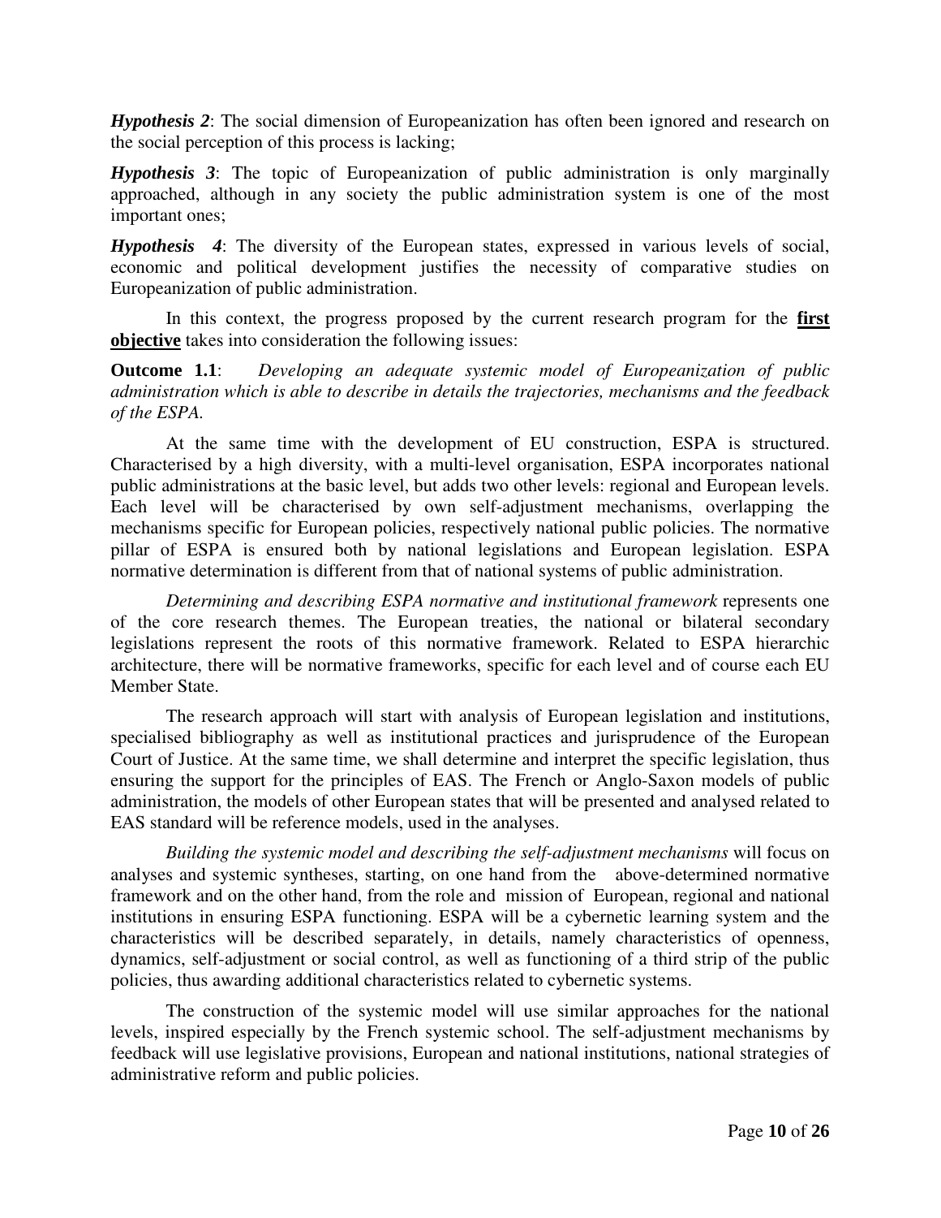***Hypothesis 2***: The social dimension of Europeanization has often been ignored and research on the social perception of this process is lacking;

***Hypothesis 3***: The topic of Europeanization of public administration is only marginally approached, although in any society the public administration system is one of the most important ones;

***Hypothesis 4***: The diversity of the European states, expressed in various levels of social, economic and political development justifies the necessity of comparative studies on Europeanization of public administration.

In this context, the progress proposed by the current research program for the **first objective** takes into consideration the following issues:

**Outcome 1.1**: *Developing an adequate systemic model of Europeanization of public administration which is able to describe in details the trajectories, mechanisms and the feedback of the ESPA.*

At the same time with the development of EU construction, ESPA is structured. Characterised by a high diversity, with a multi-level organisation, ESPA incorporates national public administrations at the basic level, but adds two other levels: regional and European levels. Each level will be characterised by own self-adjustment mechanisms, overlapping the mechanisms specific for European policies, respectively national public policies. The normative pillar of ESPA is ensured both by national legislations and European legislation. ESPA normative determination is different from that of national systems of public administration.

*Determining and describing ESPA normative and institutional framework* represents one of the core research themes. The European treaties, the national or bilateral secondary legislations represent the roots of this normative framework. Related to ESPA hierarchic architecture, there will be normative frameworks, specific for each level and of course each EU Member State.

The research approach will start with analysis of European legislation and institutions, specialised bibliography as well as institutional practices and jurisprudence of the European Court of Justice. At the same time, we shall determine and interpret the specific legislation, thus ensuring the support for the principles of EAS. The French or Anglo-Saxon models of public administration, the models of other European states that will be presented and analysed related to EAS standard will be reference models, used in the analyses.

*Building the systemic model and describing the self-adjustment mechanisms* will focus on analyses and systemic syntheses, starting, on one hand from the above-determined normative framework and on the other hand, from the role and mission of European, regional and national institutions in ensuring ESPA functioning. ESPA will be a cybernetic learning system and the characteristics will be described separately, in details, namely characteristics of openness, dynamics, self-adjustment or social control, as well as functioning of a third strip of the public policies, thus awarding additional characteristics related to cybernetic systems.

The construction of the systemic model will use similar approaches for the national levels, inspired especially by the French systemic school. The self-adjustment mechanisms by feedback will use legislative provisions, European and national institutions, national strategies of administrative reform and public policies.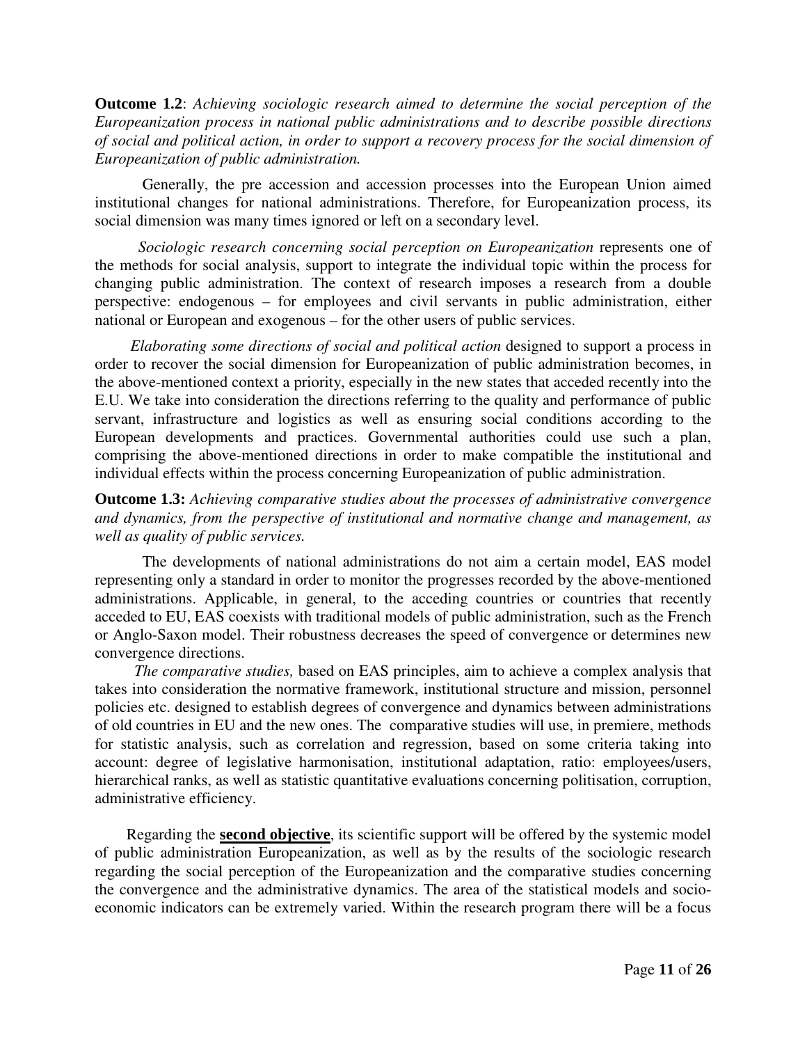**Outcome 1.2**: *Achieving sociologic research aimed to determine the social perception of the Europeanization process in national public administrations and to describe possible directions of social and political action, in order to support a recovery process for the social dimension of Europeanization of public administration.*

Generally, the pre accession and accession processes into the European Union aimed institutional changes for national administrations. Therefore, for Europeanization process, its social dimension was many times ignored or left on a secondary level.

*Sociologic research concerning social perception on Europeanization* represents one of the methods for social analysis, support to integrate the individual topic within the process for changing public administration. The context of research imposes a research from a double perspective: endogenous – for employees and civil servants in public administration, either national or European and exogenous – for the other users of public services.

*Elaborating some directions of social and political action* designed to support a process in order to recover the social dimension for Europeanization of public administration becomes, in the above-mentioned context a priority, especially in the new states that acceded recently into the E.U. We take into consideration the directions referring to the quality and performance of public servant, infrastructure and logistics as well as ensuring social conditions according to the European developments and practices. Governmental authorities could use such a plan, comprising the above-mentioned directions in order to make compatible the institutional and individual effects within the process concerning Europeanization of public administration.

**Outcome 1.3:** *Achieving comparative studies about the processes of administrative convergence and dynamics, from the perspective of institutional and normative change and management, as well as quality of public services.*

The developments of national administrations do not aim a certain model, EAS model representing only a standard in order to monitor the progresses recorded by the above-mentioned administrations. Applicable, in general, to the acceding countries or countries that recently acceded to EU, EAS coexists with traditional models of public administration, such as the French or Anglo-Saxon model. Their robustness decreases the speed of convergence or determines new convergence directions.

*The comparative studies,* based on EAS principles, aim to achieve a complex analysis that takes into consideration the normative framework, institutional structure and mission, personnel policies etc. designed to establish degrees of convergence and dynamics between administrations of old countries in EU and the new ones. The comparative studies will use, in premiere, methods for statistic analysis, such as correlation and regression, based on some criteria taking into account: degree of legislative harmonisation, institutional adaptation, ratio: employees/users, hierarchical ranks, as well as statistic quantitative evaluations concerning politisation, corruption, administrative efficiency.

Regarding the **second objective**, its scientific support will be offered by the systemic model of public administration Europeanization, as well as by the results of the sociologic research regarding the social perception of the Europeanization and the comparative studies concerning the convergence and the administrative dynamics. The area of the statistical models and socio-economic indicators can be extremely varied. Within the research program there will be a focus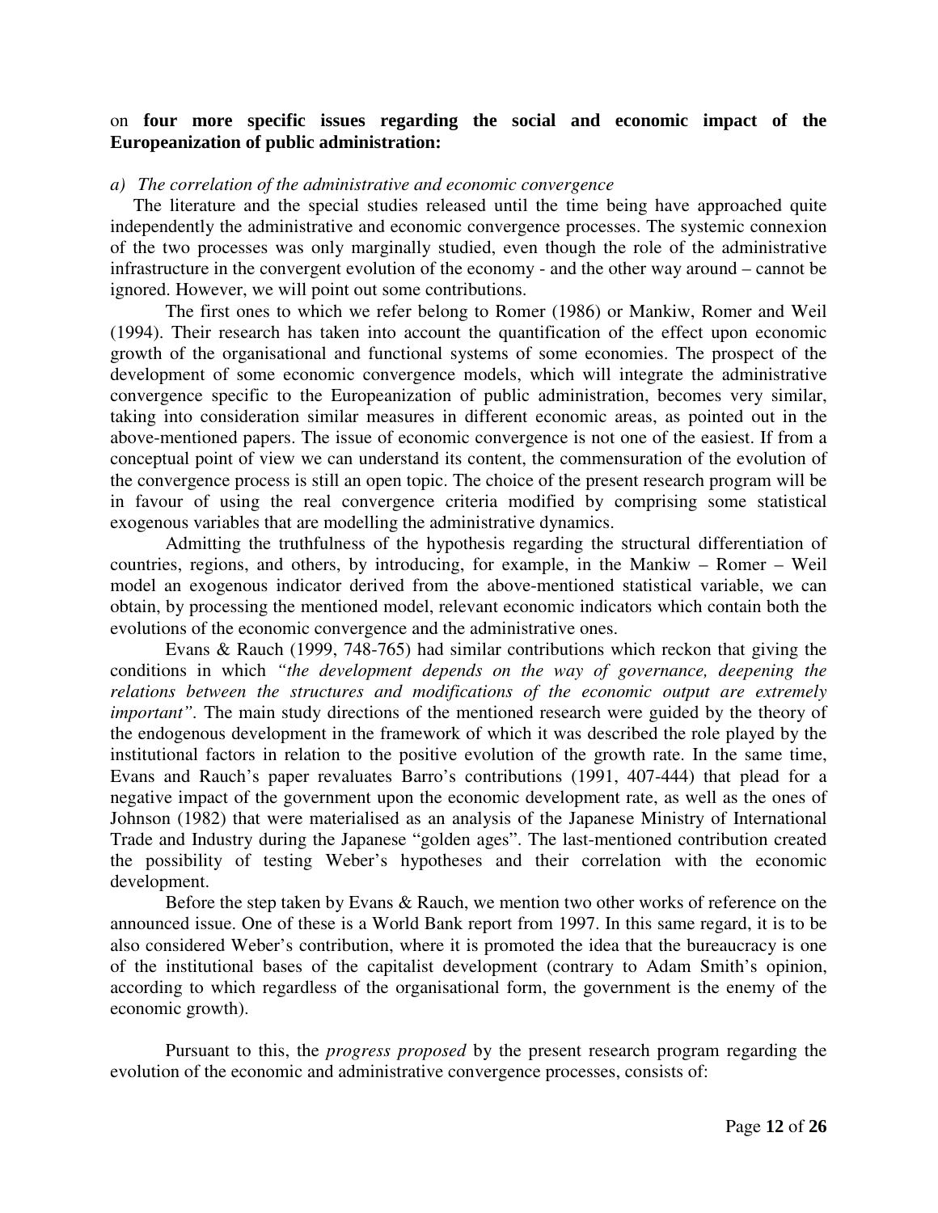on **four more specific issues regarding the social and economic impact of the Europeanization of public administration:**

*a) The correlation of the administrative and economic convergence*

The literature and the special studies released until the time being have approached quite independently the administrative and economic convergence processes. The systemic connexion of the two processes was only marginally studied, even though the role of the administrative infrastructure in the convergent evolution of the economy - and the other way around – cannot be ignored. However, we will point out some contributions.

The first ones to which we refer belong to Romer (1986) or Mankiw, Romer and Weil (1994). Their research has taken into account the quantification of the effect upon economic growth of the organisational and functional systems of some economies. The prospect of the development of some economic convergence models, which will integrate the administrative convergence specific to the Europeanization of public administration, becomes very similar, taking into consideration similar measures in different economic areas, as pointed out in the above-mentioned papers. The issue of economic convergence is not one of the easiest. If from a conceptual point of view we can understand its content, the commensuration of the evolution of the convergence process is still an open topic. The choice of the present research program will be in favour of using the real convergence criteria modified by comprising some statistical exogenous variables that are modelling the administrative dynamics.

Admitting the truthfulness of the hypothesis regarding the structural differentiation of countries, regions, and others, by introducing, for example, in the Mankiw – Romer – Weil model an exogenous indicator derived from the above-mentioned statistical variable, we can obtain, by processing the mentioned model, relevant economic indicators which contain both the evolutions of the economic convergence and the administrative ones.

Evans & Rauch (1999, 748-765) had similar contributions which reckon that giving the conditions in which *"the development depends on the way of governance, deepening the relations between the structures and modifications of the economic output are extremely important"*. The main study directions of the mentioned research were guided by the theory of the endogenous development in the framework of which it was described the role played by the institutional factors in relation to the positive evolution of the growth rate. In the same time, Evans and Rauch's paper revaluates Barro's contributions (1991, 407-444) that plead for a negative impact of the government upon the economic development rate, as well as the ones of Johnson (1982) that were materialised as an analysis of the Japanese Ministry of International Trade and Industry during the Japanese "golden ages". The last-mentioned contribution created the possibility of testing Weber's hypotheses and their correlation with the economic development.

Before the step taken by Evans & Rauch, we mention two other works of reference on the announced issue. One of these is a World Bank report from 1997. In this same regard, it is to be also considered Weber's contribution, where it is promoted the idea that the bureaucracy is one of the institutional bases of the capitalist development (contrary to Adam Smith's opinion, according to which regardless of the organisational form, the government is the enemy of the economic growth).

Pursuant to this, the *progress proposed* by the present research program regarding the evolution of the economic and administrative convergence processes, consists of: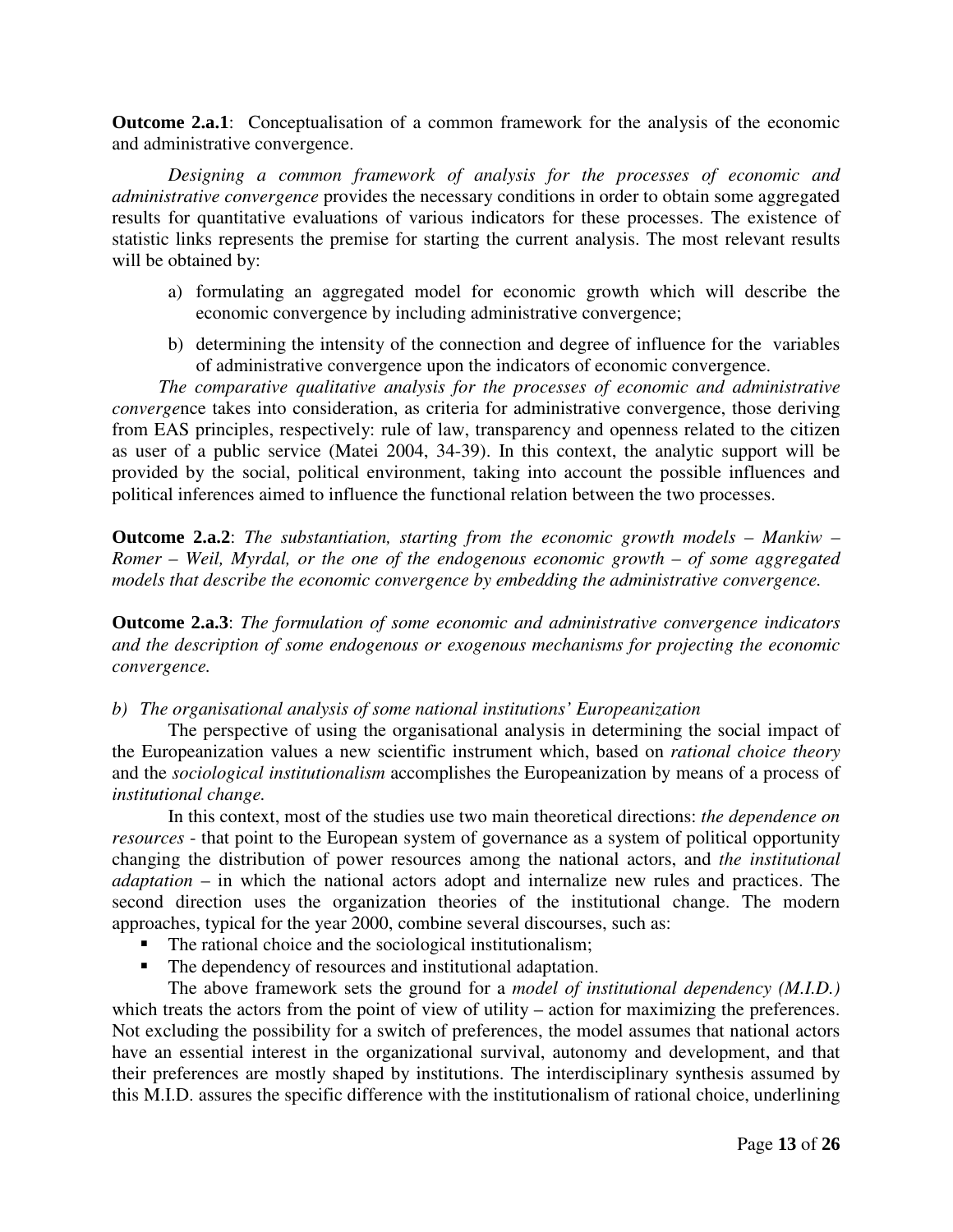**Outcome 2.a.1**: Conceptualisation of a common framework for the analysis of the economic and administrative convergence.

*Designing a common framework of analysis for the processes of economic and administrative convergence* provides the necessary conditions in order to obtain some aggregated results for quantitative evaluations of various indicators for these processes. The existence of statistic links represents the premise for starting the current analysis. The most relevant results will be obtained by:

a) formulating an aggregated model for economic growth which will describe the economic convergence by including administrative convergence;

b) determining the intensity of the connection and degree of influence for the variables of administrative convergence upon the indicators of economic convergence.

*The comparative qualitative analysis for the processes of economic and administrative converge*nce takes into consideration, as criteria for administrative convergence, those deriving from EAS principles, respectively: rule of law, transparency and openness related to the citizen as user of a public service (Matei 2004, 34-39). In this context, the analytic support will be provided by the social, political environment, taking into account the possible influences and political inferences aimed to influence the functional relation between the two processes.

**Outcome 2.a.2**: *The substantiation, starting from the economic growth models – Mankiw – Romer – Weil, Myrdal, or the one of the endogenous economic growth – of some aggregated models that describe the economic convergence by embedding the administrative convergence.*

**Outcome 2.a.3**: *The formulation of some economic and administrative convergence indicators and the description of some endogenous or exogenous mechanisms for projecting the economic convergence.*

*b) The organisational analysis of some national institutions' Europeanization*

The perspective of using the organisational analysis in determining the social impact of the Europeanization values a new scientific instrument which, based on *rational choice theory* and the *sociological institutionalism* accomplishes the Europeanization by means of a process of *institutional change.*

In this context, most of the studies use two main theoretical directions: *the dependence on resources* - that point to the European system of governance as a system of political opportunity changing the distribution of power resources among the national actors, and *the institutional adaptation* – in which the national actors adopt and internalize new rules and practices. The second direction uses the organization theories of the institutional change. The modern approaches, typical for the year 2000, combine several discourses, such as:

- The rational choice and the sociological institutionalism;
- The dependency of resources and institutional adaptation.

The above framework sets the ground for a *model of institutional dependency (M.I.D.)* which treats the actors from the point of view of utility – action for maximizing the preferences. Not excluding the possibility for a switch of preferences, the model assumes that national actors have an essential interest in the organizational survival, autonomy and development, and that their preferences are mostly shaped by institutions. The interdisciplinary synthesis assumed by this M.I.D. assures the specific difference with the institutionalism of rational choice, underlining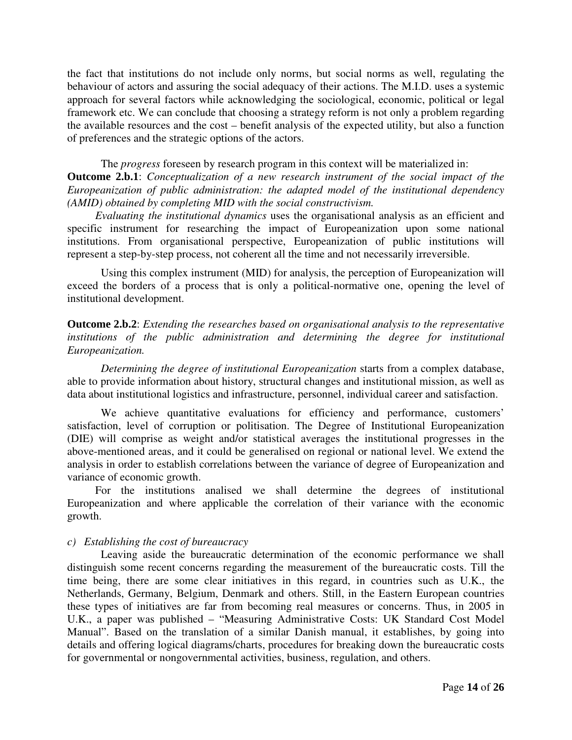the fact that institutions do not include only norms, but social norms as well, regulating the behaviour of actors and assuring the social adequacy of their actions. The M.I.D. uses a systemic approach for several factors while acknowledging the sociological, economic, political or legal framework etc. We can conclude that choosing a strategy reform is not only a problem regarding the available resources and the cost – benefit analysis of the expected utility, but also a function of preferences and the strategic options of the actors.

The *progress* foreseen by research program in this context will be materialized in:

**Outcome 2.b.1**: *Conceptualization of a new research instrument of the social impact of the Europeanization of public administration: the adapted model of the institutional dependency (AMID) obtained by completing MID with the social constructivism.*

*Evaluating the institutional dynamics* uses the organisational analysis as an efficient and specific instrument for researching the impact of Europeanization upon some national institutions. From organisational perspective, Europeanization of public institutions will represent a step-by-step process, not coherent all the time and not necessarily irreversible.

Using this complex instrument (MID) for analysis, the perception of Europeanization will exceed the borders of a process that is only a political-normative one, opening the level of institutional development.

**Outcome 2.b.2**: *Extending the researches based on organisational analysis to the representative institutions of the public administration and determining the degree for institutional Europeanization.*

*Determining the degree of institutional Europeanization* starts from a complex database, able to provide information about history, structural changes and institutional mission, as well as data about institutional logistics and infrastructure, personnel, individual career and satisfaction.

We achieve quantitative evaluations for efficiency and performance, customers' satisfaction, level of corruption or politisation. The Degree of Institutional Europeanization (DIE) will comprise as weight and/or statistical averages the institutional progresses in the above-mentioned areas, and it could be generalised on regional or national level. We extend the analysis in order to establish correlations between the variance of degree of Europeanization and variance of economic growth.

For the institutions analised we shall determine the degrees of institutional Europeanization and where applicable the correlation of their variance with the economic growth.

*c) Establishing the cost of bureaucracy*

Leaving aside the bureaucratic determination of the economic performance we shall distinguish some recent concerns regarding the measurement of the bureaucratic costs. Till the time being, there are some clear initiatives in this regard, in countries such as U.K., the Netherlands, Germany, Belgium, Denmark and others. Still, in the Eastern European countries these types of initiatives are far from becoming real measures or concerns. Thus, in 2005 in U.K., a paper was published – "Measuring Administrative Costs: UK Standard Cost Model Manual". Based on the translation of a similar Danish manual, it establishes, by going into details and offering logical diagrams/charts, procedures for breaking down the bureaucratic costs for governmental or nongovernmental activities, business, regulation, and others.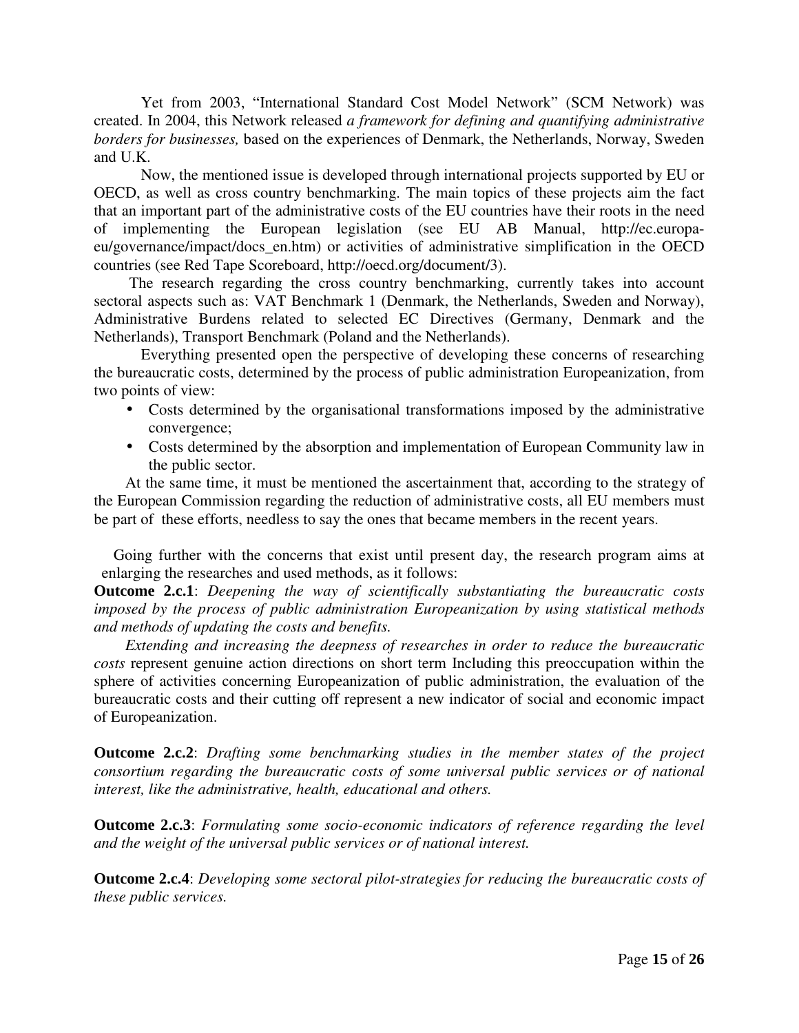Yet from 2003, “International Standard Cost Model Network” (SCM Network) was created. In 2004, this Network released *a framework for defining and quantifying administrative borders for businesses,* based on the experiences of Denmark, the Netherlands, Norway, Sweden and U.K.

Now, the mentioned issue is developed through international projects supported by EU or OECD, as well as cross country benchmarking. The main topics of these projects aim the fact that an important part of the administrative costs of the EU countries have their roots in the need of implementing the European legislation (see EU AB Manual, http://ec.europa-eu/governance/impact/docs_en.htm) or activities of administrative simplification in the OECD countries (see Red Tape Scoreboard, http://oecd.org/document/3).

The research regarding the cross country benchmarking, currently takes into account sectoral aspects such as: VAT Benchmark 1 (Denmark, the Netherlands, Sweden and Norway), Administrative Burdens related to selected EC Directives (Germany, Denmark and the Netherlands), Transport Benchmark (Poland and the Netherlands).

Everything presented open the perspective of developing these concerns of researching the bureaucratic costs, determined by the process of public administration Europeanization, from two points of view:

- Costs determined by the organisational transformations imposed by the administrative convergence;
- Costs determined by the absorption and implementation of European Community law in the public sector.

At the same time, it must be mentioned the ascertainment that, according to the strategy of the European Commission regarding the reduction of administrative costs, all EU members must be part of these efforts, needless to say the ones that became members in the recent years.

Going further with the concerns that exist until present day, the research program aims at enlarging the researches and used methods, as it follows:

**Outcome 2.c.1**: *Deepening the way of scientifically substantiating the bureaucratic costs imposed by the process of public administration Europeanization by using statistical methods and methods of updating the costs and benefits.*

*Extending and increasing the deepness of researches in order to reduce the bureaucratic costs* represent genuine action directions on short term Including this preoccupation within the sphere of activities concerning Europeanization of public administration, the evaluation of the bureaucratic costs and their cutting off represent a new indicator of social and economic impact of Europeanization.

**Outcome 2.c.2**: *Drafting some benchmarking studies in the member states of the project consortium regarding the bureaucratic costs of some universal public services or of national interest, like the administrative, health, educational and others.*

**Outcome 2.c.3**: *Formulating some socio-economic indicators of reference regarding the level and the weight of the universal public services or of national interest.*

**Outcome 2.c.4**: *Developing some sectoral pilot-strategies for reducing the bureaucratic costs of these public services.*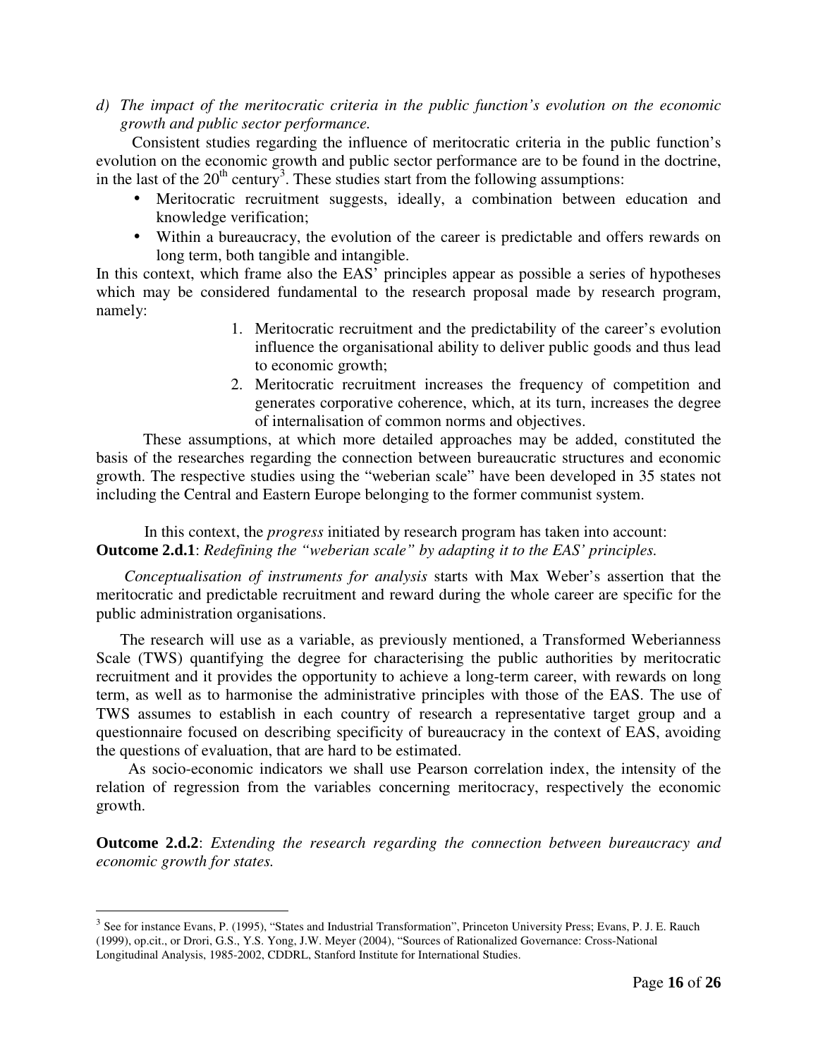*d) The impact of the meritocratic criteria in the public function's evolution on the economic growth and public sector performance.*

Consistent studies regarding the influence of meritocratic criteria in the public function's evolution on the economic growth and public sector performance are to be found in the doctrine, in the last of the 20th century[3]. These studies start from the following assumptions:

- Meritocratic recruitment suggests, ideally, a combination between education and knowledge verification;
- Within a bureaucracy, the evolution of the career is predictable and offers rewards on long term, both tangible and intangible.

In this context, which frame also the EAS' principles appear as possible a series of hypotheses which may be considered fundamental to the research proposal made by research program, namely:

1. Meritocratic recruitment and the predictability of the career's evolution influence the organisational ability to deliver public goods and thus lead to economic growth;
2. Meritocratic recruitment increases the frequency of competition and generates corporative coherence, which, at its turn, increases the degree of internalisation of common norms and objectives.

These assumptions, at which more detailed approaches may be added, constituted the basis of the researches regarding the connection between bureaucratic structures and economic growth. The respective studies using the "weberian scale" have been developed in 35 states not including the Central and Eastern Europe belonging to the former communist system.

In this context, the *progress* initiated by research program has taken into account:

**Outcome 2.d.1**: *Redefining the "weberian scale" by adapting it to the EAS' principles.*

*Conceptualisation of instruments for analysis* starts with Max Weber's assertion that the meritocratic and predictable recruitment and reward during the whole career are specific for the public administration organisations.

The research will use as a variable, as previously mentioned, a Transformed Weberianness Scale (TWS) quantifying the degree for characterising the public authorities by meritocratic recruitment and it provides the opportunity to achieve a long-term career, with rewards on long term, as well as to harmonise the administrative principles with those of the EAS. The use of TWS assumes to establish in each country of research a representative target group and a questionnaire focused on describing specificity of bureaucracy in the context of EAS, avoiding the questions of evaluation, that are hard to be estimated.

As socio-economic indicators we shall use Pearson correlation index, the intensity of the relation of regression from the variables concerning meritocracy, respectively the economic growth.

**Outcome 2.d.2**: *Extending the research regarding the connection between bureaucracy and economic growth for states.*

---

[3] See for instance Evans, P. (1995), "States and Industrial Transformation", Princeton University Press; Evans, P. J. E. Rauch (1999), op.cit., or Drori, G.S., Y.S. Yong, J.W. Meyer (2004), "Sources of Rationalized Governance: Cross-National Longitudinal Analysis, 1985-2002, CDDRL, Stanford Institute for International Studies.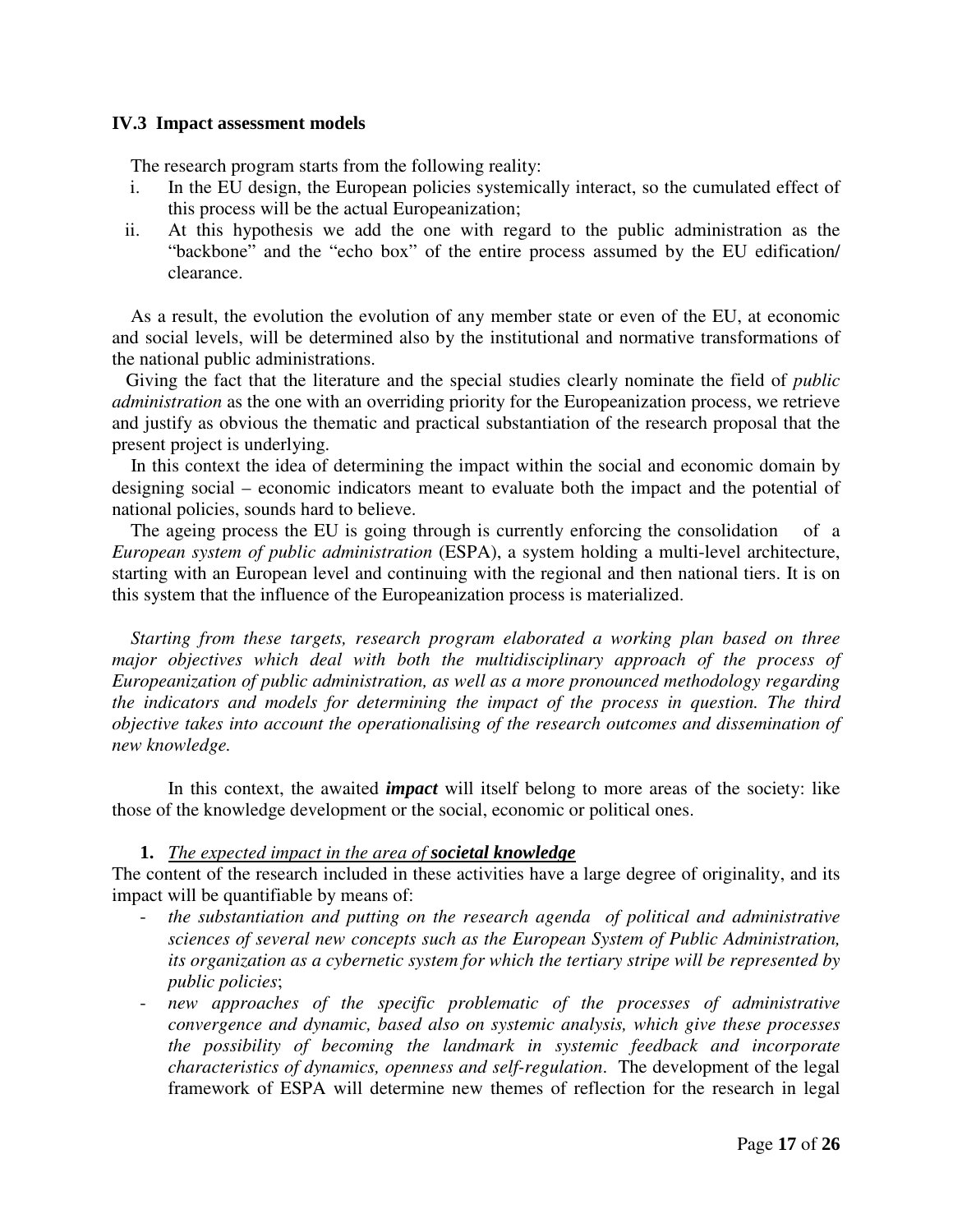### IV.3 Impact assessment models

The research program starts from the following reality:

i. In the EU design, the European policies systemically interact, so the cumulated effect of this process will be the actual Europeanization;
ii. At this hypothesis we add the one with regard to the public administration as the "backbone" and the "echo box" of the entire process assumed by the EU edification/ clearance.

As a result, the evolution the evolution of any member state or even of the EU, at economic and social levels, will be determined also by the institutional and normative transformations of the national public administrations.

Giving the fact that the literature and the special studies clearly nominate the field of *public administration* as the one with an overriding priority for the Europeanization process, we retrieve and justify as obvious the thematic and practical substantiation of the research proposal that the present project is underlying.

In this context the idea of determining the impact within the social and economic domain by designing social – economic indicators meant to evaluate both the impact and the potential of national policies, sounds hard to believe.

The ageing process the EU is going through is currently enforcing the consolidation of a *European system of public administration* (ESPA), a system holding a multi-level architecture, starting with an European level and continuing with the regional and then national tiers. It is on this system that the influence of the Europeanization process is materialized.

*Starting from these targets, research program elaborated a working plan based on three major objectives which deal with both the multidisciplinary approach of the process of Europeanization of public administration, as well as a more pronounced methodology regarding the indicators and models for determining the impact of the process in question. The third objective takes into account the operationalising of the research outcomes and dissemination of new knowledge.*

In this context, the awaited ***impact*** will itself belong to more areas of the society: like those of the knowledge development or the social, economic or political ones.

**1.** *The expected impact in the area of* ***societal knowledge***

The content of the research included in these activities have a large degree of originality, and its impact will be quantifiable by means of:

- *the substantiation and putting on the research agenda of political and administrative sciences of several new concepts such as the European System of Public Administration, its organization as a cybernetic system for which the tertiary stripe will be represented by public policies*;
- *new approaches of the specific problematic of the processes of administrative convergence and dynamic, based also on systemic analysis, which give these processes the possibility of becoming the landmark in systemic feedback and incorporate characteristics of dynamics, openness and self-regulation*. The development of the legal framework of ESPA will determine new themes of reflection for the research in legal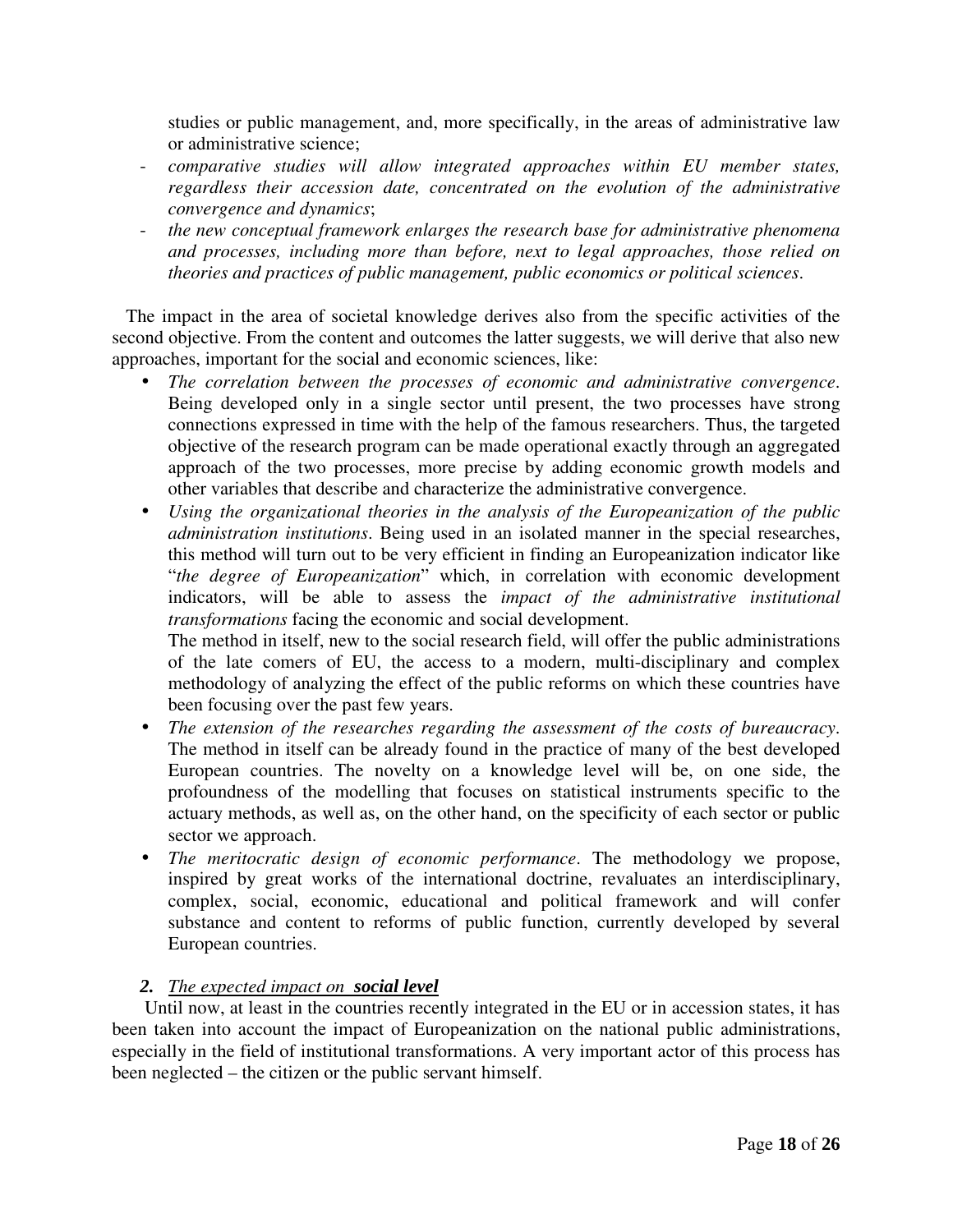studies or public management, and, more specifically, in the areas of administrative law or administrative science;

- *comparative studies will allow integrated approaches within EU member states, regardless their accession date, concentrated on the evolution of the administrative convergence and dynamics*;
- *the new conceptual framework enlarges the research base for administrative phenomena and processes, including more than before, next to legal approaches, those relied on theories and practices of public management, public economics or political sciences*.

The impact in the area of societal knowledge derives also from the specific activities of the second objective. From the content and outcomes the latter suggests, we will derive that also new approaches, important for the social and economic sciences, like:

- *The correlation between the processes of economic and administrative convergence*. Being developed only in a single sector until present, the two processes have strong connections expressed in time with the help of the famous researchers. Thus, the targeted objective of the research program can be made operational exactly through an aggregated approach of the two processes, more precise by adding economic growth models and other variables that describe and characterize the administrative convergence.
- *Using the organizational theories in the analysis of the Europeanization of the public administration institutions*. Being used in an isolated manner in the special researches, this method will turn out to be very efficient in finding an Europeanization indicator like "*the degree of Europeanization*" which, in correlation with economic development indicators, will be able to assess the *impact of the administrative institutional transformations* facing the economic and social development.

  The method in itself, new to the social research field, will offer the public administrations of the late comers of EU, the access to a modern, multi-disciplinary and complex methodology of analyzing the effect of the public reforms on which these countries have been focusing over the past few years.
- *The extension of the researches regarding the assessment of the costs of bureaucracy*. The method in itself can be already found in the practice of many of the best developed European countries. The novelty on a knowledge level will be, on one side, the profoundness of the modelling that focuses on statistical instruments specific to the actuary methods, as well as, on the other hand, on the specificity of each sector or public sector we approach.
- *The meritocratic design of economic performance*. The methodology we propose, inspired by great works of the international doctrine, revaluates an interdisciplinary, complex, social, economic, educational and political framework and will confer substance and content to reforms of public function, currently developed by several European countries.

***2.*** ***The expected impact on <u>social level</u>***

Until now, at least in the countries recently integrated in the EU or in accession states, it has been taken into account the impact of Europeanization on the national public administrations, especially in the field of institutional transformations. A very important actor of this process has been neglected – the citizen or the public servant himself.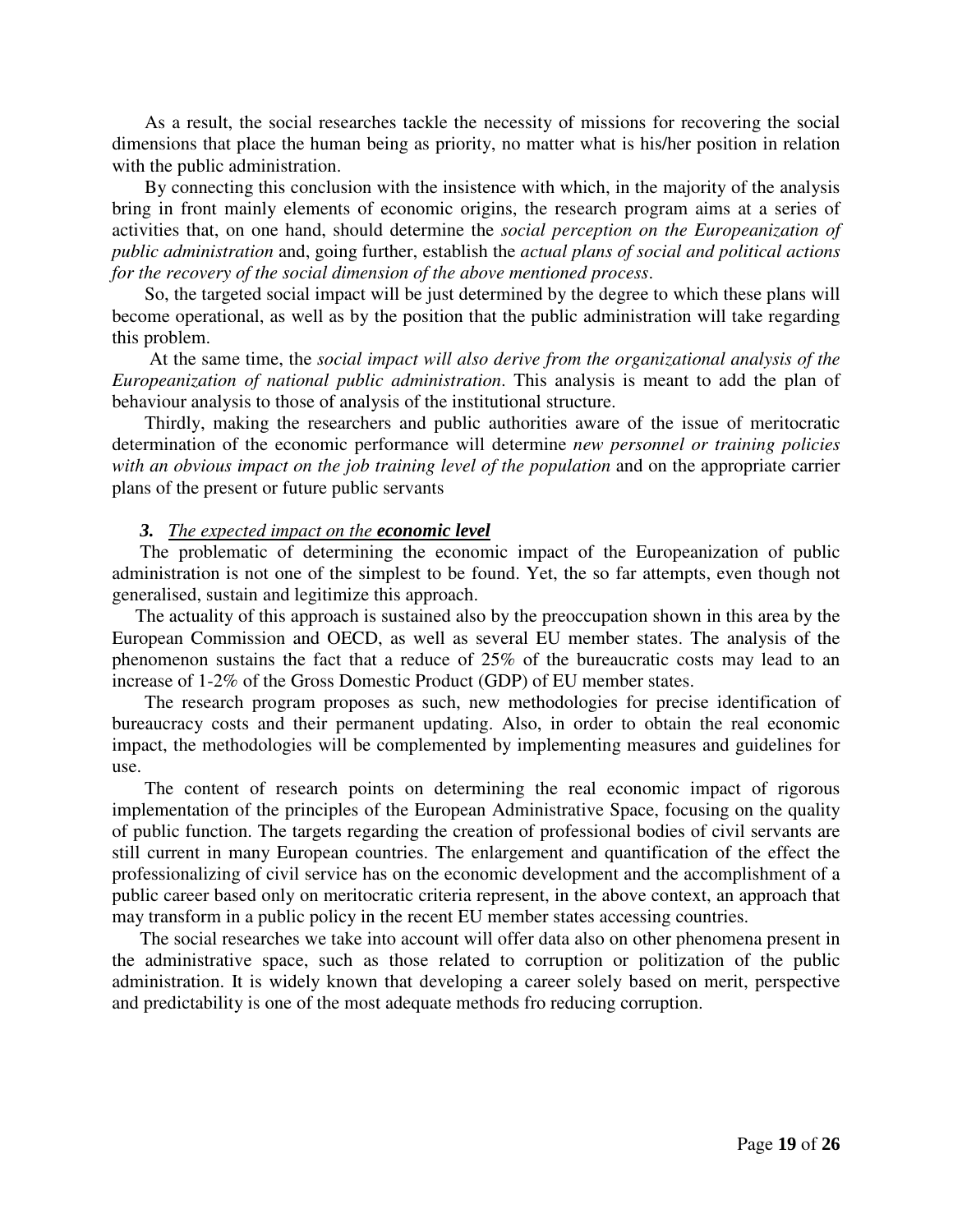As a result, the social researches tackle the necessity of missions for recovering the social dimensions that place the human being as priority, no matter what is his/her position in relation with the public administration.

By connecting this conclusion with the insistence with which, in the majority of the analysis bring in front mainly elements of economic origins, the research program aims at a series of activities that, on one hand, should determine the *social perception on the Europeanization of public administration* and, going further, establish the *actual plans of social and political actions for the recovery of the social dimension of the above mentioned process*.

So, the targeted social impact will be just determined by the degree to which these plans will become operational, as well as by the position that the public administration will take regarding this problem.

At the same time, the *social impact will also derive from the organizational analysis of the Europeanization of national public administration*. This analysis is meant to add the plan of behaviour analysis to those of analysis of the institutional structure.

Thirdly, making the researchers and public authorities aware of the issue of meritocratic determination of the economic performance will determine *new personnel or training policies with an obvious impact on the job training level of the population* and on the appropriate carrier plans of the present or future public servants

### *3. The expected impact on the **economic level***

The problematic of determining the economic impact of the Europeanization of public administration is not one of the simplest to be found. Yet, the so far attempts, even though not generalised, sustain and legitimize this approach.

The actuality of this approach is sustained also by the preoccupation shown in this area by the European Commission and OECD, as well as several EU member states. The analysis of the phenomenon sustains the fact that a reduce of 25% of the bureaucratic costs may lead to an increase of 1-2% of the Gross Domestic Product (GDP) of EU member states.

The research program proposes as such, new methodologies for precise identification of bureaucracy costs and their permanent updating. Also, in order to obtain the real economic impact, the methodologies will be complemented by implementing measures and guidelines for use.

The content of research points on determining the real economic impact of rigorous implementation of the principles of the European Administrative Space, focusing on the quality of public function. The targets regarding the creation of professional bodies of civil servants are still current in many European countries. The enlargement and quantification of the effect the professionalizing of civil service has on the economic development and the accomplishment of a public career based only on meritocratic criteria represent, in the above context, an approach that may transform in a public policy in the recent EU member states accessing countries.

The social researches we take into account will offer data also on other phenomena present in the administrative space, such as those related to corruption or politization of the public administration. It is widely known that developing a career solely based on merit, perspective and predictability is one of the most adequate methods fro reducing corruption.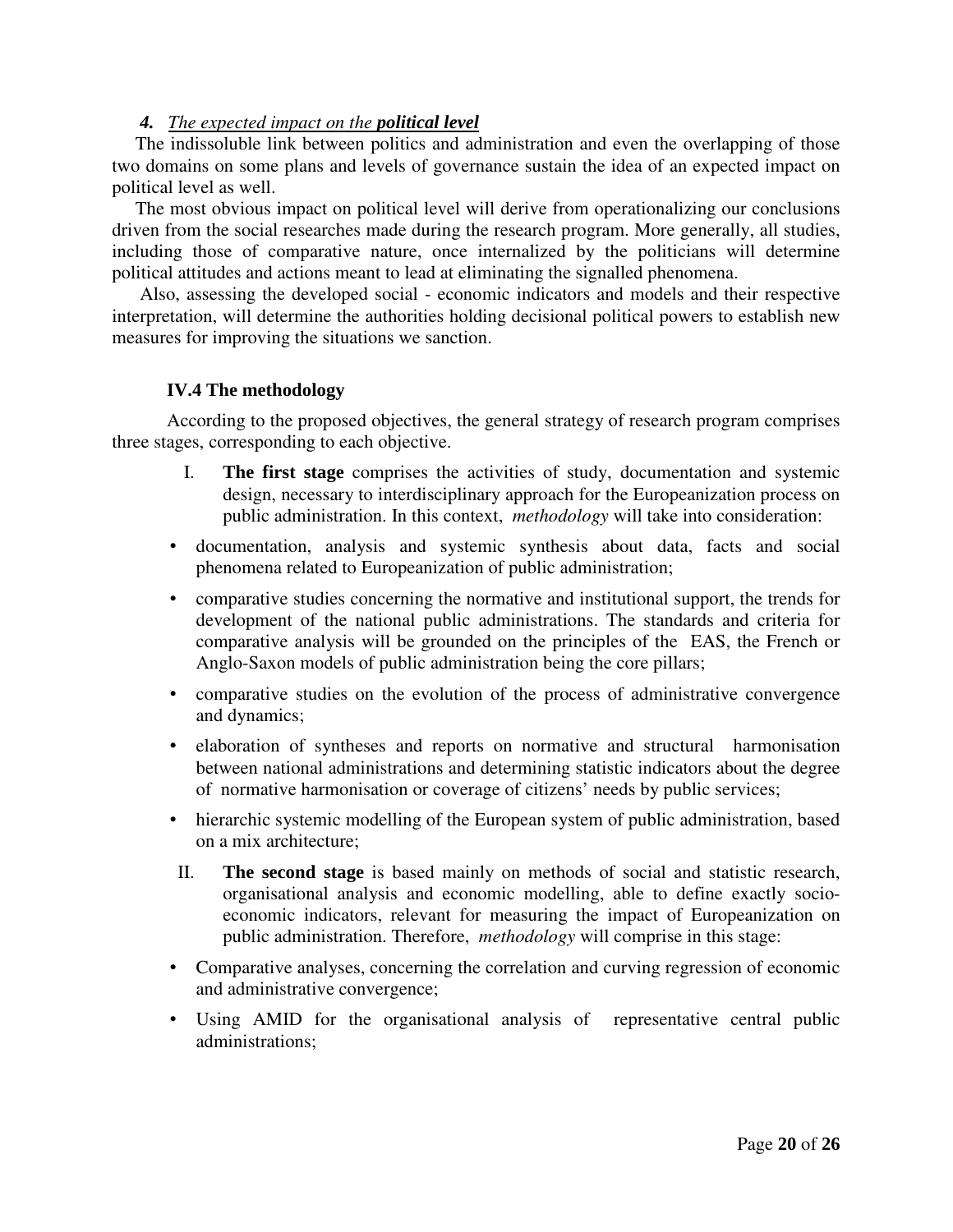#### ***4.*** *The expected impact on the* ***political level***

The indissoluble link between politics and administration and even the overlapping of those two domains on some plans and levels of governance sustain the idea of an expected impact on political level as well.

The most obvious impact on political level will derive from operationalizing our conclusions driven from the social researches made during the research program. More generally, all studies, including those of comparative nature, once internalized by the politicians will determine political attitudes and actions meant to lead at eliminating the signalled phenomena.

Also, assessing the developed social - economic indicators and models and their respective interpretation, will determine the authorities holding decisional political powers to establish new measures for improving the situations we sanction.

### IV.4 The methodology

According to the proposed objectives, the general strategy of research program comprises three stages, corresponding to each objective.

I. **The first stage** comprises the activities of study, documentation and systemic design, necessary to interdisciplinary approach for the Europeanization process on public administration. In this context, *methodology* will take into consideration:

- documentation, analysis and systemic synthesis about data, facts and social phenomena related to Europeanization of public administration;
- comparative studies concerning the normative and institutional support, the trends for development of the national public administrations. The standards and criteria for comparative analysis will be grounded on the principles of the EAS, the French or Anglo-Saxon models of public administration being the core pillars;
- comparative studies on the evolution of the process of administrative convergence and dynamics;
- elaboration of syntheses and reports on normative and structural harmonisation between national administrations and determining statistic indicators about the degree of normative harmonisation or coverage of citizens' needs by public services;
- hierarchic systemic modelling of the European system of public administration, based on a mix architecture;

II. **The second stage** is based mainly on methods of social and statistic research, organisational analysis and economic modelling, able to define exactly socio-economic indicators, relevant for measuring the impact of Europeanization on public administration. Therefore, *methodology* will comprise in this stage:

- Comparative analyses, concerning the correlation and curving regression of economic and administrative convergence;
- Using AMID for the organisational analysis of representative central public administrations;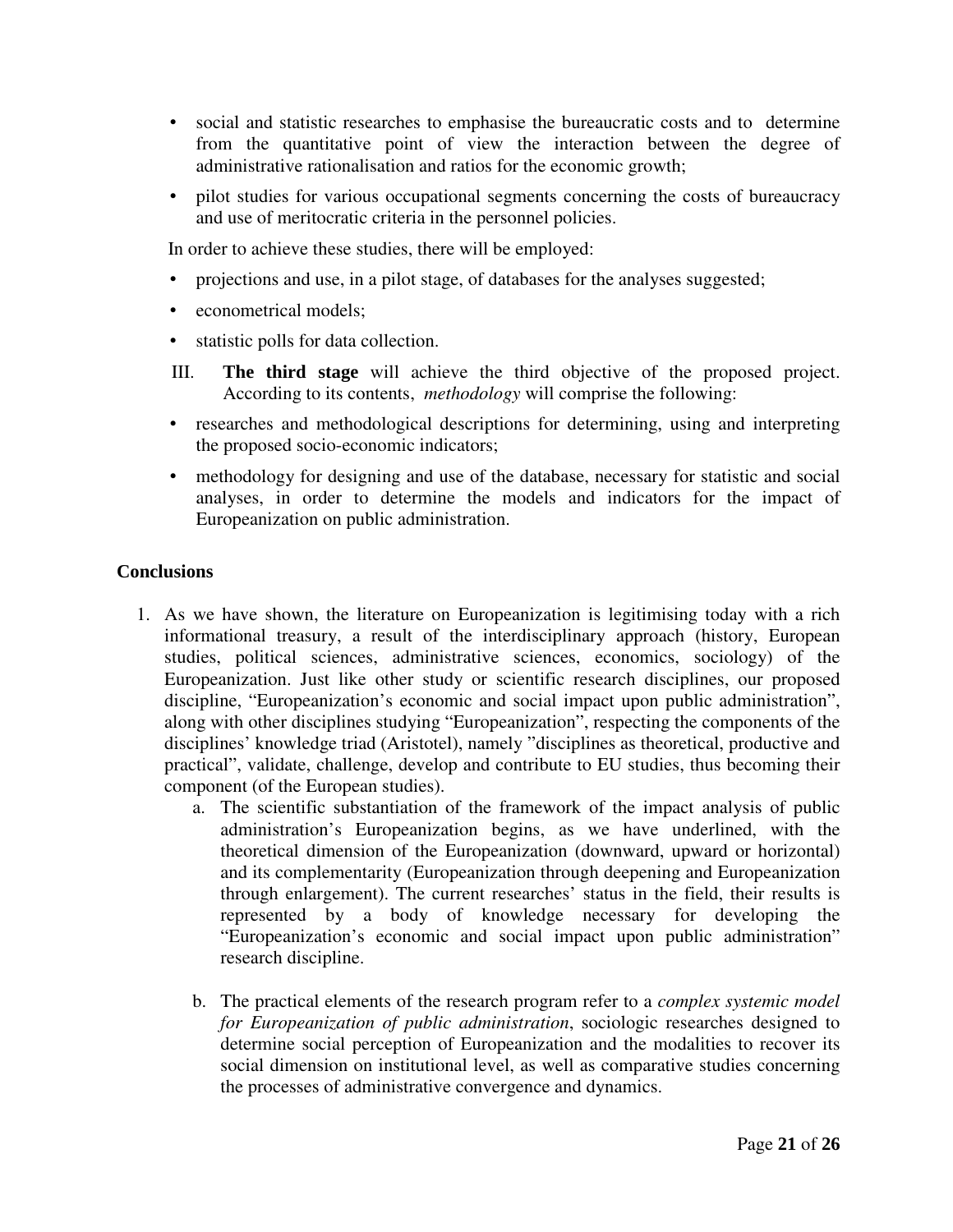- social and statistic researches to emphasise the bureaucratic costs and to determine from the quantitative point of view the interaction between the degree of administrative rationalisation and ratios for the economic growth;
- pilot studies for various occupational segments concerning the costs of bureaucracy and use of meritocratic criteria in the personnel policies.

In order to achieve these studies, there will be employed:

- projections and use, in a pilot stage, of databases for the analyses suggested;
- econometrical models;
- statistic polls for data collection.

III. **The third stage** will achieve the third objective of the proposed project. According to its contents, *methodology* will comprise the following:

- researches and methodological descriptions for determining, using and interpreting the proposed socio-economic indicators;
- methodology for designing and use of the database, necessary for statistic and social analyses, in order to determine the models and indicators for the impact of Europeanization on public administration.

## Conclusions

1. As we have shown, the literature on Europeanization is legitimising today with a rich informational treasury, a result of the interdisciplinary approach (history, European studies, political sciences, administrative sciences, economics, sociology) of the Europeanization. Just like other study or scientific research disciplines, our proposed discipline, "Europeanization's economic and social impact upon public administration", along with other disciplines studying "Europeanization", respecting the components of the disciplines' knowledge triad (Aristotel), namely "disciplines as theoretical, productive and practical", validate, challenge, develop and contribute to EU studies, thus becoming their component (of the European studies).
    a. The scientific substantiation of the framework of the impact analysis of public administration's Europeanization begins, as we have underlined, with the theoretical dimension of the Europeanization (downward, upward or horizontal) and its complementarity (Europeanization through deepening and Europeanization through enlargement). The current researches' status in the field, their results is represented by a body of knowledge necessary for developing the "Europeanization's economic and social impact upon public administration" research discipline.

    b. The practical elements of the research program refer to a *complex systemic model for Europeanization of public administration*, sociologic researches designed to determine social perception of Europeanization and the modalities to recover its social dimension on institutional level, as well as comparative studies concerning the processes of administrative convergence and dynamics.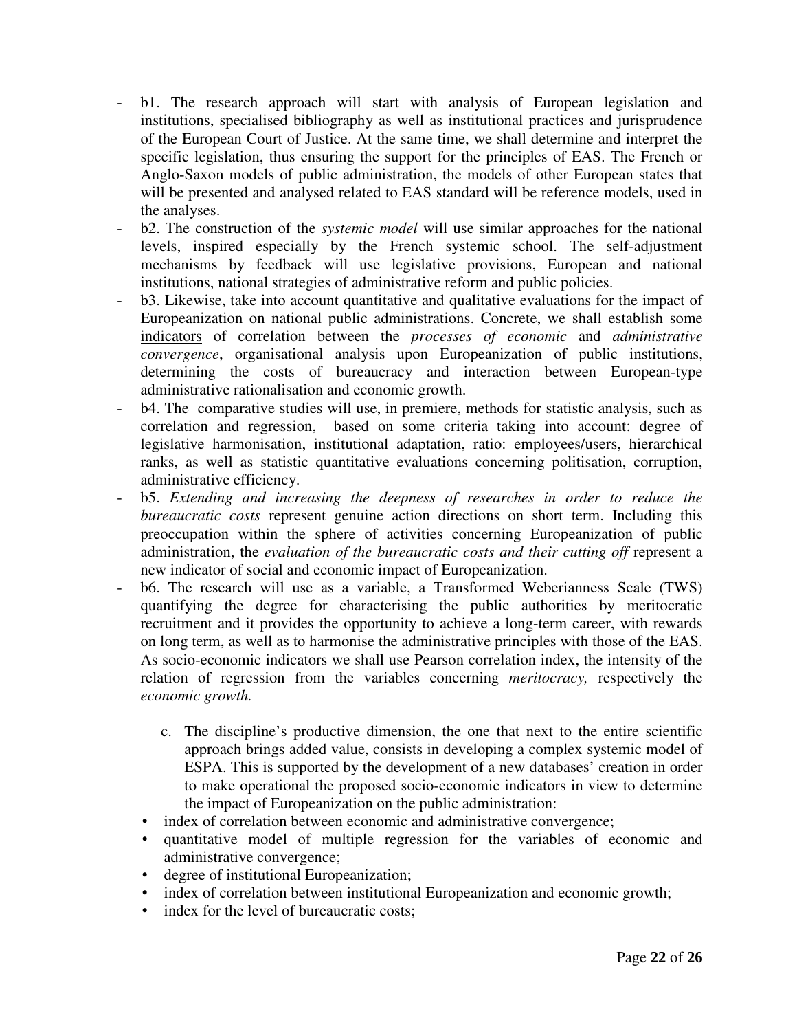- b1. The research approach will start with analysis of European legislation and institutions, specialised bibliography as well as institutional practices and jurisprudence of the European Court of Justice. At the same time, we shall determine and interpret the specific legislation, thus ensuring the support for the principles of EAS. The French or Anglo-Saxon models of public administration, the models of other European states that will be presented and analysed related to EAS standard will be reference models, used in the analyses.
- b2. The construction of the *systemic model* will use similar approaches for the national levels, inspired especially by the French systemic school. The self-adjustment mechanisms by feedback will use legislative provisions, European and national institutions, national strategies of administrative reform and public policies.
- b3. Likewise, take into account quantitative and qualitative evaluations for the impact of Europeanization on national public administrations. Concrete, we shall establish some <u>indicators</u> of correlation between the *processes of economic* and *administrative convergence*, organisational analysis upon Europeanization of public institutions, determining the costs of bureaucracy and interaction between European-type administrative rationalisation and economic growth.
- b4. The comparative studies will use, in premiere, methods for statistic analysis, such as correlation and regression, based on some criteria taking into account: degree of legislative harmonisation, institutional adaptation, ratio: employees/users, hierarchical ranks, as well as statistic quantitative evaluations concerning politisation, corruption, administrative efficiency.
- b5. *Extending and increasing the deepness of researches in order to reduce the bureaucratic costs* represent genuine action directions on short term. Including this preoccupation within the sphere of activities concerning Europeanization of public administration, the *evaluation of the bureaucratic costs and their cutting off* represent a <u>new indicator of social and economic impact of Europeanization</u>.
- b6. The research will use as a variable, a Transformed Weberianness Scale (TWS) quantifying the degree for characterising the public authorities by meritocratic recruitment and it provides the opportunity to achieve a long-term career, with rewards on long term, as well as to harmonise the administrative principles with those of the EAS. As socio-economic indicators we shall use Pearson correlation index, the intensity of the relation of regression from the variables concerning *meritocracy,* respectively the *economic growth.*

c. The discipline's productive dimension, the one that next to the entire scientific approach brings added value, consists in developing a complex systemic model of ESPA. This is supported by the development of a new databases' creation in order to make operational the proposed socio-economic indicators in view to determine the impact of Europeanization on the public administration:

- index of correlation between economic and administrative convergence;
- quantitative model of multiple regression for the variables of economic and administrative convergence;
- degree of institutional Europeanization;
- index of correlation between institutional Europeanization and economic growth;
- index for the level of bureaucratic costs;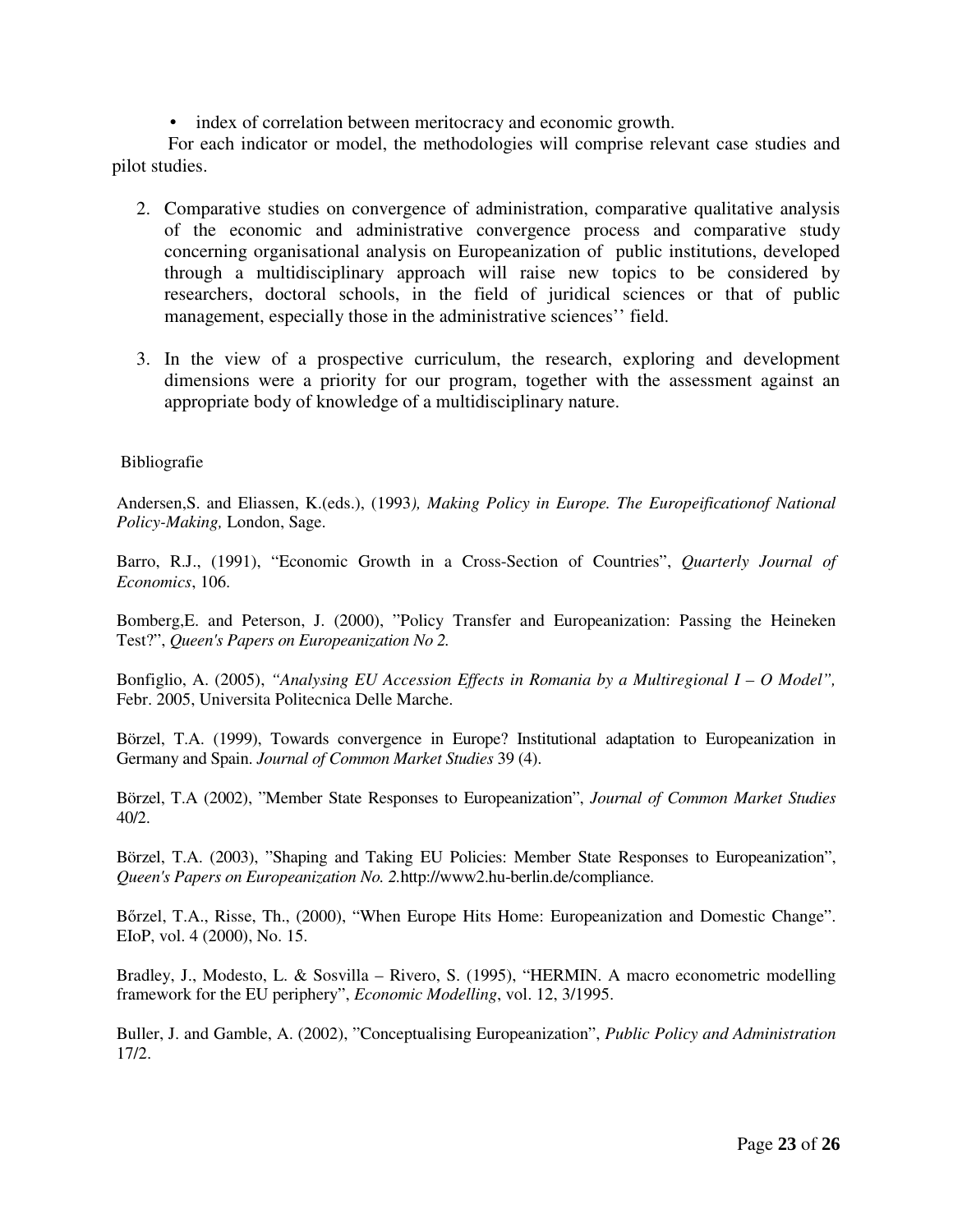- index of correlation between meritocracy and economic growth.

For each indicator or model, the methodologies will comprise relevant case studies and pilot studies.

2. Comparative studies on convergence of administration, comparative qualitative analysis of the economic and administrative convergence process and comparative study concerning organisational analysis on Europeanization of public institutions, developed through a multidisciplinary approach will raise new topics to be considered by researchers, doctoral schools, in the field of juridical sciences or that of public management, especially those in the administrative sciences'' field.

3. In the view of a prospective curriculum, the research, exploring and development dimensions were a priority for our program, together with the assessment against an appropriate body of knowledge of a multidisciplinary nature.

Bibliografie

Andersen,S. and Eliassen, K.(eds.), (1993*), Making Policy in Europe. The Europeificationof National Policy-Making,* London, Sage.

Barro, R.J., (1991), "Economic Growth in a Cross-Section of Countries", *Quarterly Journal of Economics*, 106.

Bomberg,E. and Peterson, J. (2000), "Policy Transfer and Europeanization: Passing the Heineken Test?", *Queen's Papers on Europeanization No 2.*

Bonfiglio, A. (2005), *"Analysing EU Accession Effects in Romania by a Multiregional I – O Model",* Febr. 2005, Universita Politecnica Delle Marche.

Börzel, T.A. (1999), Towards convergence in Europe? Institutional adaptation to Europeanization in Germany and Spain. *Journal of Common Market Studies* 39 (4).

Börzel, T.A (2002), "Member State Responses to Europeanization", *Journal of Common Market Studies* 40/2.

Börzel, T.A. (2003), "Shaping and Taking EU Policies: Member State Responses to Europeanization", *Queen's Papers on Europeanization No. 2.*http://www2.hu-berlin.de/compliance.

Bőrzel, T.A., Risse, Th., (2000), "When Europe Hits Home: Europeanization and Domestic Change". EIoP, vol. 4 (2000), No. 15.

Bradley, J., Modesto, L. & Sosvilla – Rivero, S. (1995), "HERMIN. A macro econometric modelling framework for the EU periphery", *Economic Modelling*, vol. 12, 3/1995.

Buller, J. and Gamble, A. (2002), "Conceptualising Europeanization", *Public Policy and Administration* 17/2.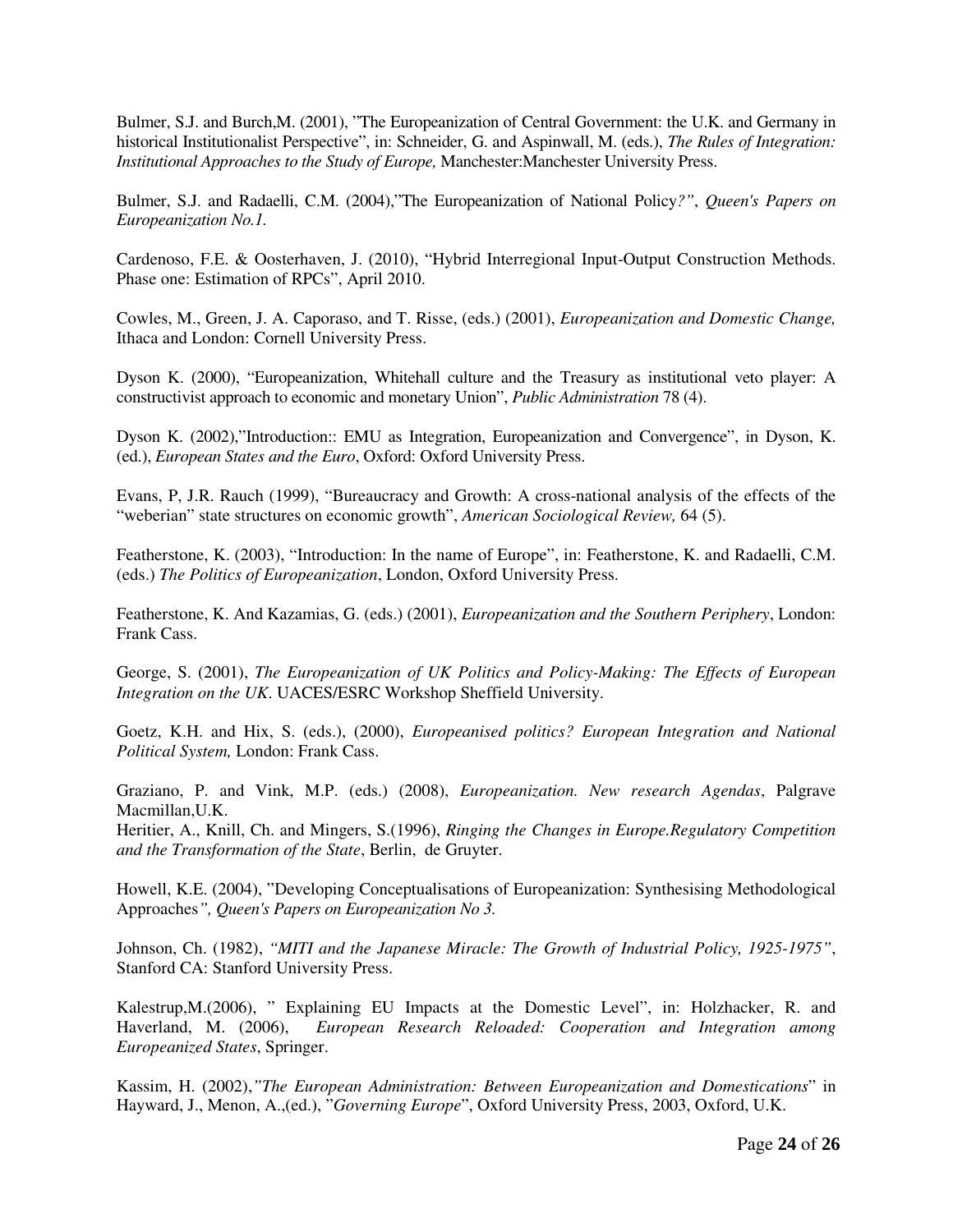Bulmer, S.J. and Burch,M. (2001), "The Europeanization of Central Government: the U.K. and Germany in historical Institutionalist Perspective", in: Schneider, G. and Aspinwall, M. (eds.), *The Rules of Integration: Institutional Approaches to the Study of Europe,* Manchester:Manchester University Press.

Bulmer, S.J. and Radaelli, C.M. (2004),"The Europeanization of National Policy*?"*, *Queen's Papers on Europeanization No.1.*

Cardenoso, F.E. & Oosterhaven, J. (2010), "Hybrid Interregional Input-Output Construction Methods. Phase one: Estimation of RPCs", April 2010.

Cowles, M., Green, J. A. Caporaso, and T. Risse, (eds.) (2001), *Europeanization and Domestic Change,* Ithaca and London: Cornell University Press.

Dyson K. (2000), "Europeanization, Whitehall culture and the Treasury as institutional veto player: A constructivist approach to economic and monetary Union", *Public Administration* 78 (4).

Dyson K. (2002),"Introduction:: EMU as Integration, Europeanization and Convergence", in Dyson, K. (ed.), *European States and the Euro*, Oxford: Oxford University Press.

Evans, P, J.R. Rauch (1999), "Bureaucracy and Growth: A cross-national analysis of the effects of the "weberian" state structures on economic growth", *American Sociological Review,* 64 (5).

Featherstone, K. (2003), "Introduction: In the name of Europe", in: Featherstone, K. and Radaelli, C.M. (eds.) *The Politics of Europeanization*, London, Oxford University Press.

Featherstone, K. And Kazamias, G. (eds.) (2001), *Europeanization and the Southern Periphery*, London: Frank Cass.

George, S. (2001), *The Europeanization of UK Politics and Policy-Making: The Effects of European Integration on the UK*. UACES/ESRC Workshop Sheffield University.

Goetz, K.H. and Hix, S. (eds.), (2000), *Europeanised politics? European Integration and National Political System,* London: Frank Cass.

Graziano, P. and Vink, M.P. (eds.) (2008), *Europeanization. New research Agendas*, Palgrave Macmillan,U.K.
Heritier, A., Knill, Ch. and Mingers, S.(1996), *Ringing the Changes in Europe.Regulatory Competition and the Transformation of the State*, Berlin, de Gruyter.

Howell, K.E. (2004), "Developing Conceptualisations of Europeanization: Synthesising Methodological Approaches*", Queen's Papers on Europeanization No 3.*

Johnson, Ch. (1982), *"MITI and the Japanese Miracle: The Growth of Industrial Policy, 1925-1975"*, Stanford CA: Stanford University Press.

Kalestrup,M.(2006), " Explaining EU Impacts at the Domestic Level", in: Holzhacker, R. and Haverland, M. (2006), *European Research Reloaded: Cooperation and Integration among Europeanized States*, Springer.

Kassim, H. (2002),*"The European Administration: Between Europeanization and Domestications*" in Hayward, J., Menon, A.,(ed.), "*Governing Europe*", Oxford University Press, 2003, Oxford, U.K.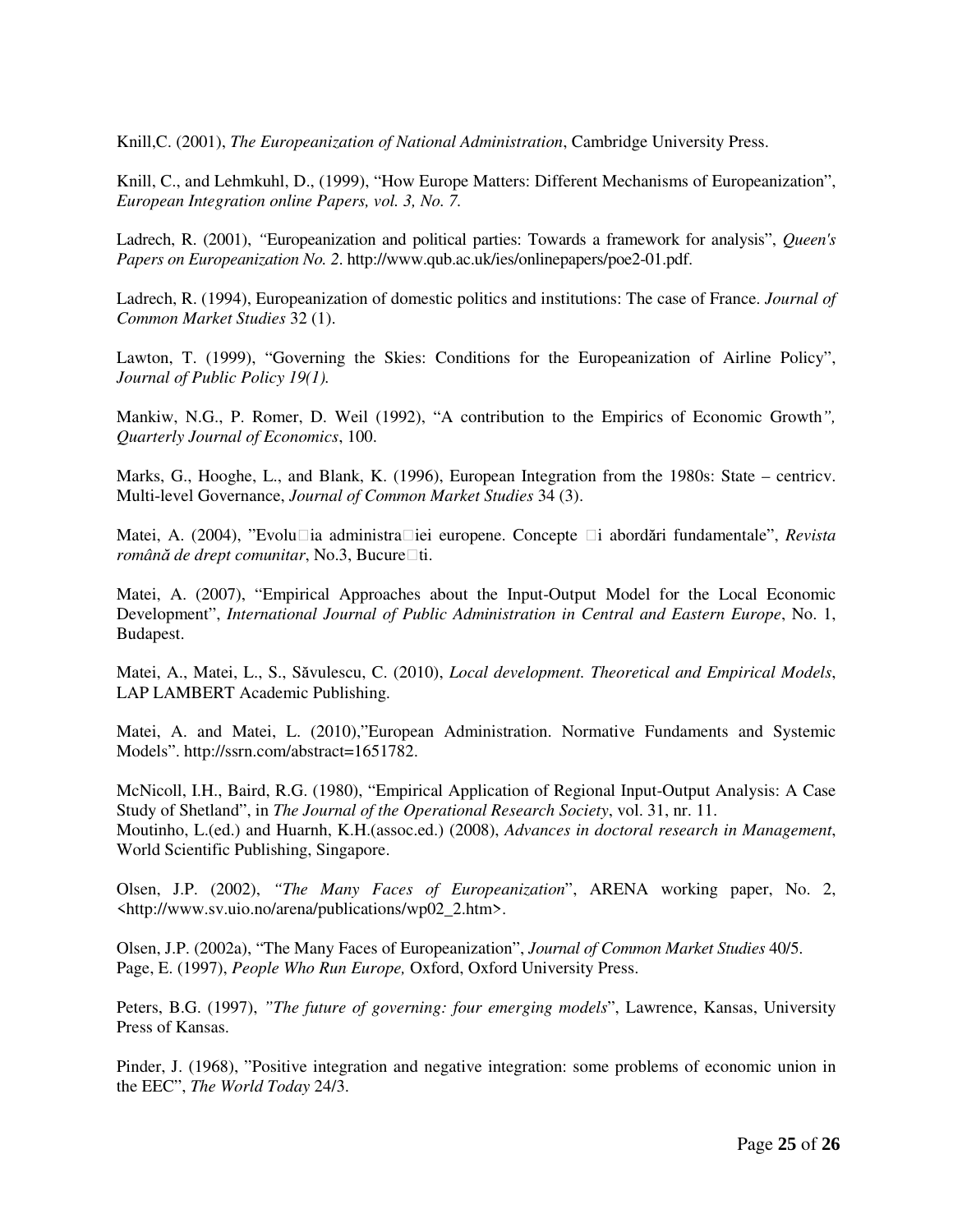Knill,C. (2001), *The Europeanization of National Administration*, Cambridge University Press.

Knill, C., and Lehmkuhl, D., (1999), “How Europe Matters: Different Mechanisms of Europeanization”, *European Integration online Papers, vol. 3, No. 7.*

Ladrech, R. (2001), “Europeanization and political parties: Towards a framework for analysis”, *Queen's Papers on Europeanization No. 2*. http://www.qub.ac.uk/ies/onlinepapers/poe2-01.pdf.

Ladrech, R. (1994), Europeanization of domestic politics and institutions: The case of France. *Journal of Common Market Studies* 32 (1).

Lawton, T. (1999), “Governing the Skies: Conditions for the Europeanization of Airline Policy”, *Journal of Public Policy 19(1).*

Mankiw, N.G., P. Romer, D. Weil (1992), “A contribution to the Empirics of Economic Growth*”, Quarterly Journal of Economics*, 100.

Marks, G., Hooghe, L., and Blank, K. (1996), European Integration from the 1980s: State – centricv. Multi-level Governance, *Journal of Common Market Studies* 34 (3).

Matei, A. (2004), ”Evolu□ia administra□iei europene. Concepte □i abordări fundamentale”, *Revista română de drept comunitar*, No.3, Bucure□ti.

Matei, A. (2007), “Empirical Approaches about the Input-Output Model for the Local Economic Development”, *International Journal of Public Administration in Central and Eastern Europe*, No. 1, Budapest.

Matei, A., Matei, L., S., Săvulescu, C. (2010), *Local development. Theoretical and Empirical Models*, LAP LAMBERT Academic Publishing.

Matei, A. and Matei, L. (2010),”European Administration. Normative Fundaments and Systemic Models”. http://ssrn.com/abstract=1651782.

McNicoll, I.H., Baird, R.G. (1980), “Empirical Application of Regional Input-Output Analysis: A Case Study of Shetland”, in *The Journal of the Operational Research Society*, vol. 31, nr. 11.
Moutinho, L.(ed.) and Huarnh, K.H.(assoc.ed.) (2008), *Advances in doctoral research in Management*, World Scientific Publishing, Singapore.

Olsen, J.P. (2002), *“The Many Faces of Europeanization*”, ARENA working paper, No. 2, <http://www.sv.uio.no/arena/publications/wp02_2.htm>.

Olsen, J.P. (2002a), “The Many Faces of Europeanization”, *Journal of Common Market Studies* 40/5.
Page, E. (1997), *People Who Run Europe,* Oxford, Oxford University Press.

Peters, B.G. (1997), *”The future of governing: four emerging models*”, Lawrence, Kansas, University Press of Kansas.

Pinder, J. (1968), ”Positive integration and negative integration: some problems of economic union in the EEC”, *The World Today* 24/3.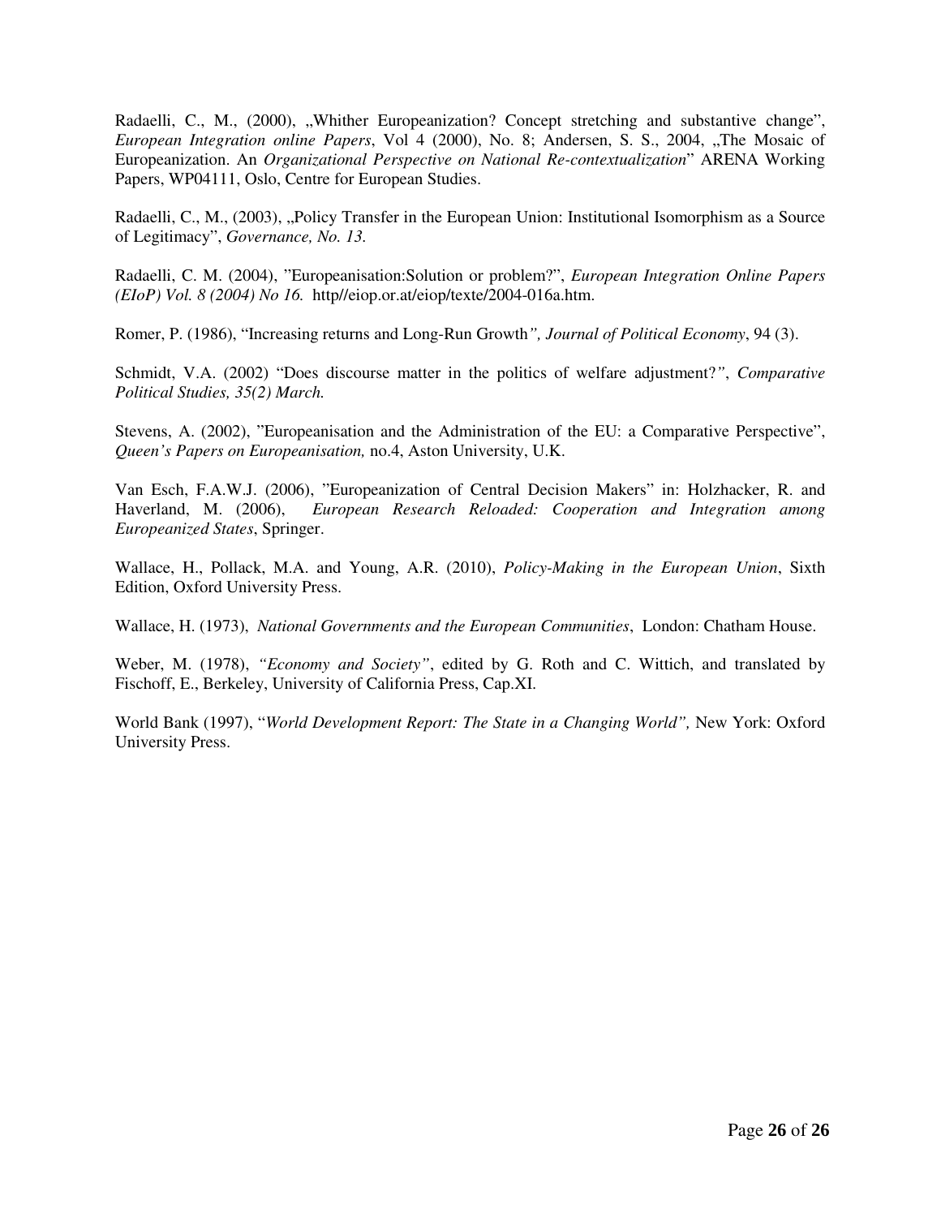Radaelli, C., M., (2000), „Whither Europeanization? Concept stretching and substantive change", *European Integration online Papers*, Vol 4 (2000), No. 8; Andersen, S. S., 2004, „The Mosaic of Europeanization. An *Organizational Perspective on National Re-contextualization*" ARENA Working Papers, WP04111, Oslo, Centre for European Studies.

Radaelli, C., M., (2003), „Policy Transfer in the European Union: Institutional Isomorphism as a Source of Legitimacy", *Governance, No. 13.*

Radaelli, C. M. (2004), "Europeanisation:Solution or problem?", *European Integration Online Papers (EIoP) Vol. 8 (2004) No 16.* http//eiop.or.at/eiop/texte/2004-016a.htm.

Romer, P. (1986), "Increasing returns and Long-Run Growth*", Journal of Political Economy*, 94 (3).

Schmidt, V.A. (2002) "Does discourse matter in the politics of welfare adjustment?*"*, *Comparative Political Studies, 35(2) March.*

Stevens, A. (2002), "Europeanisation and the Administration of the EU: a Comparative Perspective", *Queen's Papers on Europeanisation,* no.4, Aston University, U.K.

Van Esch, F.A.W.J. (2006), "Europeanization of Central Decision Makers" in: Holzhacker, R. and Haverland, M. (2006), *European Research Reloaded: Cooperation and Integration among Europeanized States*, Springer.

Wallace, H., Pollack, M.A. and Young, A.R. (2010), *Policy-Making in the European Union*, Sixth Edition, Oxford University Press.

Wallace, H. (1973), *National Governments and the European Communities*, London: Chatham House.

Weber, M. (1978), *"Economy and Society"*, edited by G. Roth and C. Wittich, and translated by Fischoff, E., Berkeley, University of California Press, Cap.XI.

World Bank (1997), "*World Development Report: The State in a Changing World",* New York: Oxford University Press.